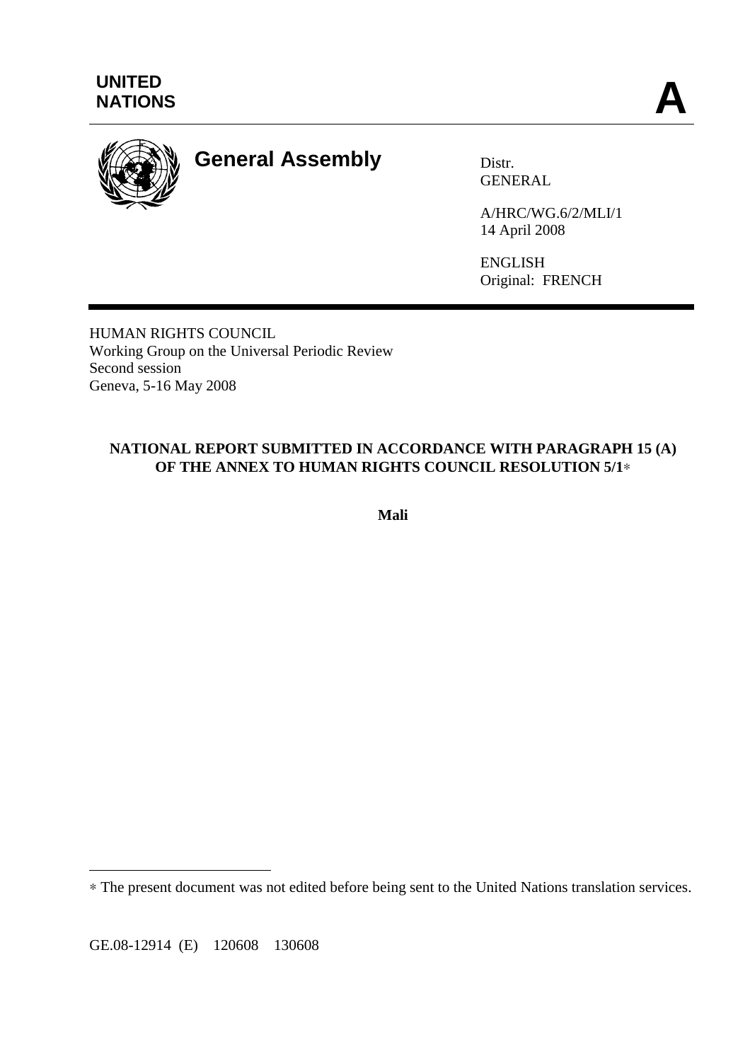**UNITED NATIONS**

**A**

**General Assembly**

Distr.
GENERAL

A/HRC/WG.6/2/MLI/1
14 April 2008

ENGLISH
Original: FRENCH

HUMAN RIGHTS COUNCIL
Working Group on the Universal Periodic Review
Second session
Geneva, 5-16 May 2008

**NATIONAL REPORT SUBMITTED IN ACCORDANCE WITH PARAGRAPH 15 (A) OF THE ANNEX TO HUMAN RIGHTS COUNCIL RESOLUTION 5/1***

**Mali**

* The present document was not edited before being sent to the United Nations translation services.

GE.08-12914 (E) 120608 130608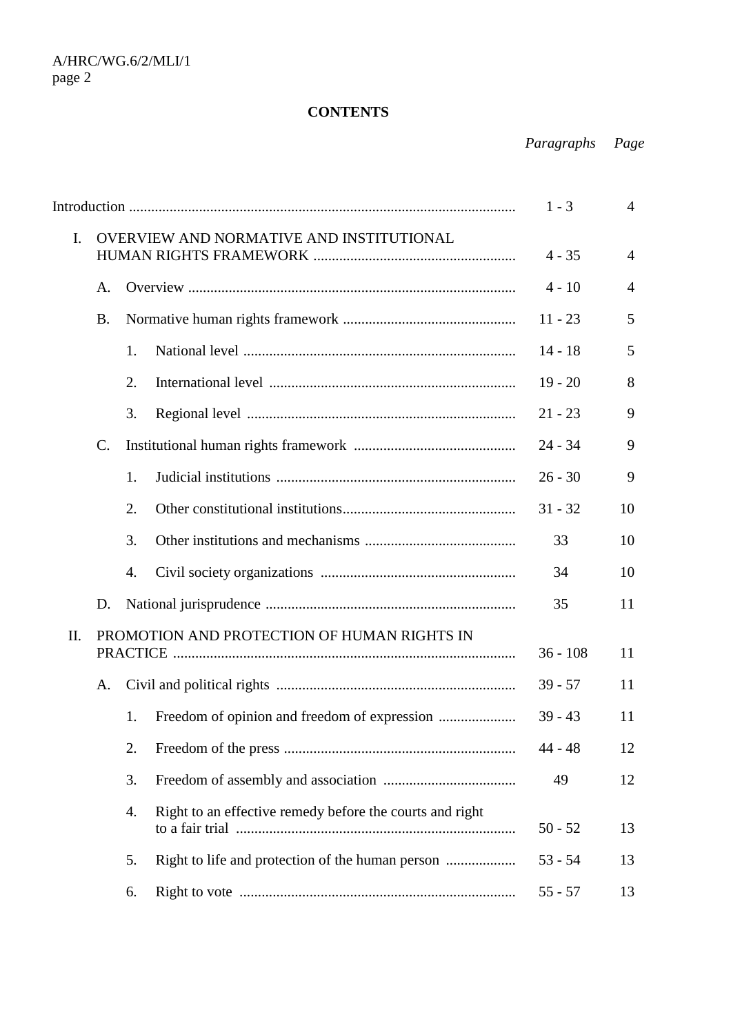**CONTENTS**

| | *Paragraphs* | *Page* |
|---|---|---|
| Introduction | 1 - 3 | 4 |
| I. OVERVIEW AND NORMATIVE AND INSTITUTIONAL HUMAN RIGHTS FRAMEWORK | 4 - 35 | 4 |
| A. Overview | 4 - 10 | 4 |
| B. Normative human rights framework | 11 - 23 | 5 |
| 1. National level | 14 - 18 | 5 |
| 2. International level | 19 - 20 | 8 |
| 3. Regional level | 21 - 23 | 9 |
| C. Institutional human rights framework | 24 - 34 | 9 |
| 1. Judicial institutions | 26 - 30 | 9 |
| 2. Other constitutional institutions | 31 - 32 | 10 |
| 3. Other institutions and mechanisms | 33 | 10 |
| 4. Civil society organizations | 34 | 10 |
| D. National jurisprudence | 35 | 11 |
| II. PROMOTION AND PROTECTION OF HUMAN RIGHTS IN PRACTICE | 36 - 108 | 11 |
| A. Civil and political rights | 39 - 57 | 11 |
| 1. Freedom of opinion and freedom of expression | 39 - 43 | 11 |
| 2. Freedom of the press | 44 - 48 | 12 |
| 3. Freedom of assembly and association | 49 | 12 |
| 4. Right to an effective remedy before the courts and right to a fair trial | 50 - 52 | 13 |
| 5. Right to life and protection of the human person | 53 - 54 | 13 |
| 6. Right to vote | 55 - 57 | 13 |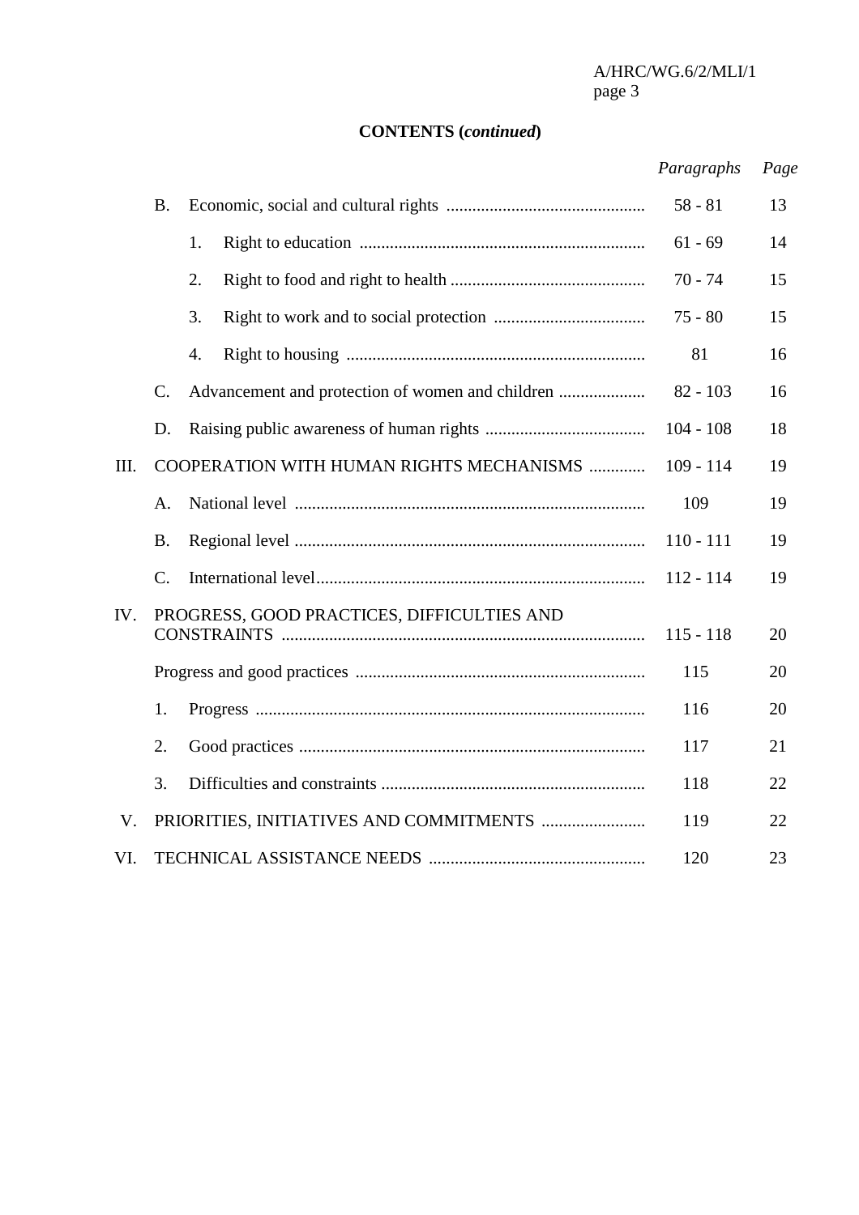**CONTENTS (*continued*)**

| | | | | *Paragraphs* | *Page* |
|---|---|---|---|---|---|
| | B. | Economic, social and cultural rights | | 58 - 81 | 13 |
| | | 1. | Right to education | 61 - 69 | 14 |
| | | 2. | Right to food and right to health | 70 - 74 | 15 |
| | | 3. | Right to work and to social protection | 75 - 80 | 15 |
| | | 4. | Right to housing | 81 | 16 |
| | C. | Advancement and protection of women and children | | 82 - 103 | 16 |
| | D. | Raising public awareness of human rights | | 104 - 108 | 18 |
| III. | COOPERATION WITH HUMAN RIGHTS MECHANISMS | | | 109 - 114 | 19 |
| | A. | National level | | 109 | 19 |
| | B. | Regional level | | 110 - 111 | 19 |
| | C. | International level | | 112 - 114 | 19 |
| IV. | PROGRESS, GOOD PRACTICES, DIFFICULTIES AND CONSTRAINTS | | | 115 - 118 | 20 |
| | Progress and good practices | | | 115 | 20 |
| | 1. | Progress | | 116 | 20 |
| | 2. | Good practices | | 117 | 21 |
| | 3. | Difficulties and constraints | | 118 | 22 |
| V. | PRIORITIES, INITIATIVES AND COMMITMENTS | | | 119 | 22 |
| VI. | TECHNICAL ASSISTANCE NEEDS | | | 120 | 23 |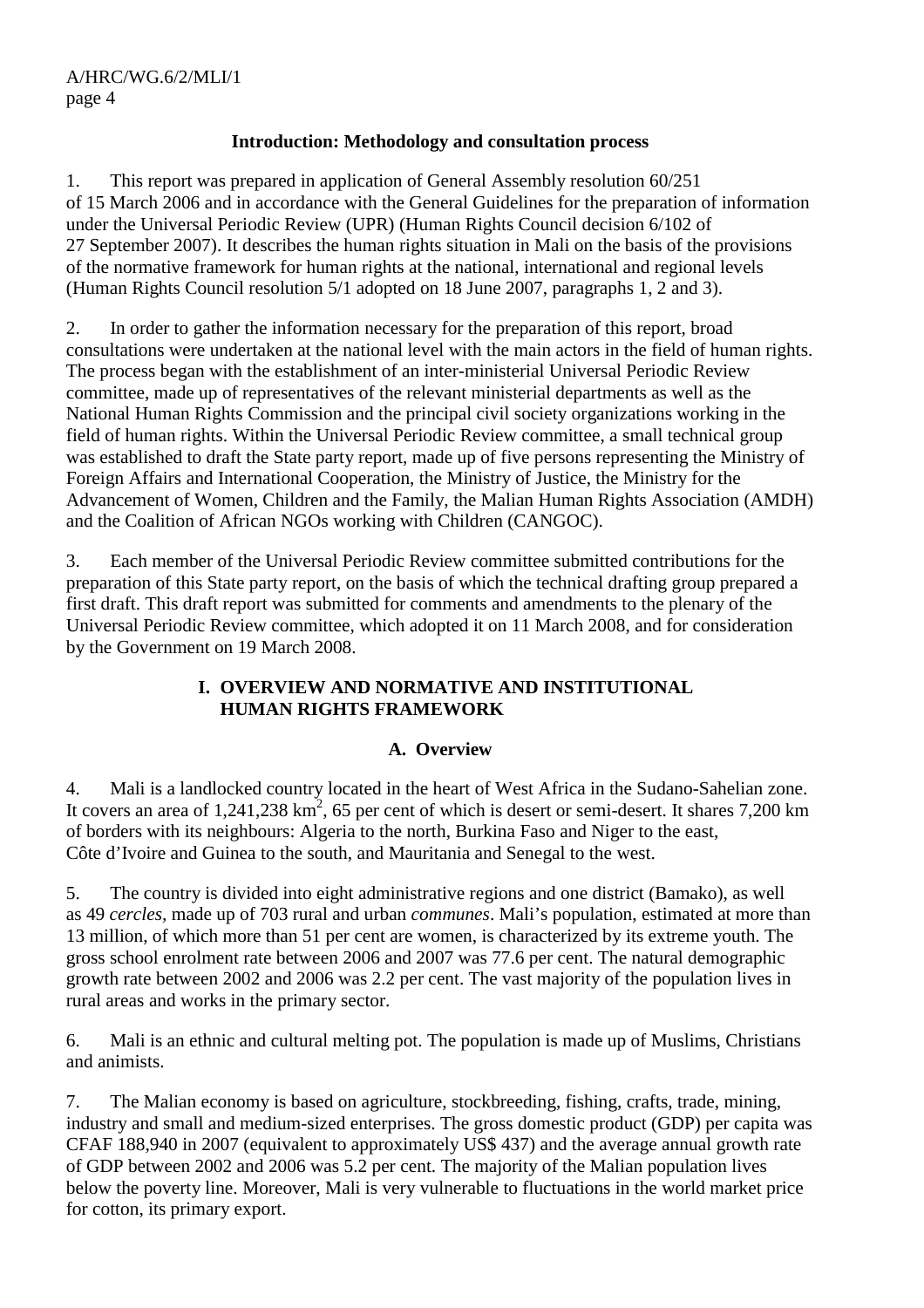## Introduction: Methodology and consultation process

1. This report was prepared in application of General Assembly resolution 60/251 of 15 March 2006 and in accordance with the General Guidelines for the preparation of information under the Universal Periodic Review (UPR) (Human Rights Council decision 6/102 of 27 September 2007). It describes the human rights situation in Mali on the basis of the provisions of the normative framework for human rights at the national, international and regional levels (Human Rights Council resolution 5/1 adopted on 18 June 2007, paragraphs 1, 2 and 3).

2. In order to gather the information necessary for the preparation of this report, broad consultations were undertaken at the national level with the main actors in the field of human rights. The process began with the establishment of an inter-ministerial Universal Periodic Review committee, made up of representatives of the relevant ministerial departments as well as the National Human Rights Commission and the principal civil society organizations working in the field of human rights. Within the Universal Periodic Review committee, a small technical group was established to draft the State party report, made up of five persons representing the Ministry of Foreign Affairs and International Cooperation, the Ministry of Justice, the Ministry for the Advancement of Women, Children and the Family, the Malian Human Rights Association (AMDH) and the Coalition of African NGOs working with Children (CANGOC).

3. Each member of the Universal Periodic Review committee submitted contributions for the preparation of this State party report, on the basis of which the technical drafting group prepared a first draft. This draft report was submitted for comments and amendments to the plenary of the Universal Periodic Review committee, which adopted it on 11 March 2008, and for consideration by the Government on 19 March 2008.

# I. OVERVIEW AND NORMATIVE AND INSTITUTIONAL HUMAN RIGHTS FRAMEWORK

## A. Overview

4. Mali is a landlocked country located in the heart of West Africa in the Sudano-Sahelian zone. It covers an area of 1,241,238 km$^2$, 65 per cent of which is desert or semi-desert. It shares 7,200 km of borders with its neighbours: Algeria to the north, Burkina Faso and Niger to the east, Côte d'Ivoire and Guinea to the south, and Mauritania and Senegal to the west.

5. The country is divided into eight administrative regions and one district (Bamako), as well as 49 *cercles*, made up of 703 rural and urban *communes*. Mali's population, estimated at more than 13 million, of which more than 51 per cent are women, is characterized by its extreme youth. The gross school enrolment rate between 2006 and 2007 was 77.6 per cent. The natural demographic growth rate between 2002 and 2006 was 2.2 per cent. The vast majority of the population lives in rural areas and works in the primary sector.

6. Mali is an ethnic and cultural melting pot. The population is made up of Muslims, Christians and animists.

7. The Malian economy is based on agriculture, stockbreeding, fishing, crafts, trade, mining, industry and small and medium-sized enterprises. The gross domestic product (GDP) per capita was CFAF 188,940 in 2007 (equivalent to approximately US$ 437) and the average annual growth rate of GDP between 2002 and 2006 was 5.2 per cent. The majority of the Malian population lives below the poverty line. Moreover, Mali is very vulnerable to fluctuations in the world market price for cotton, its primary export.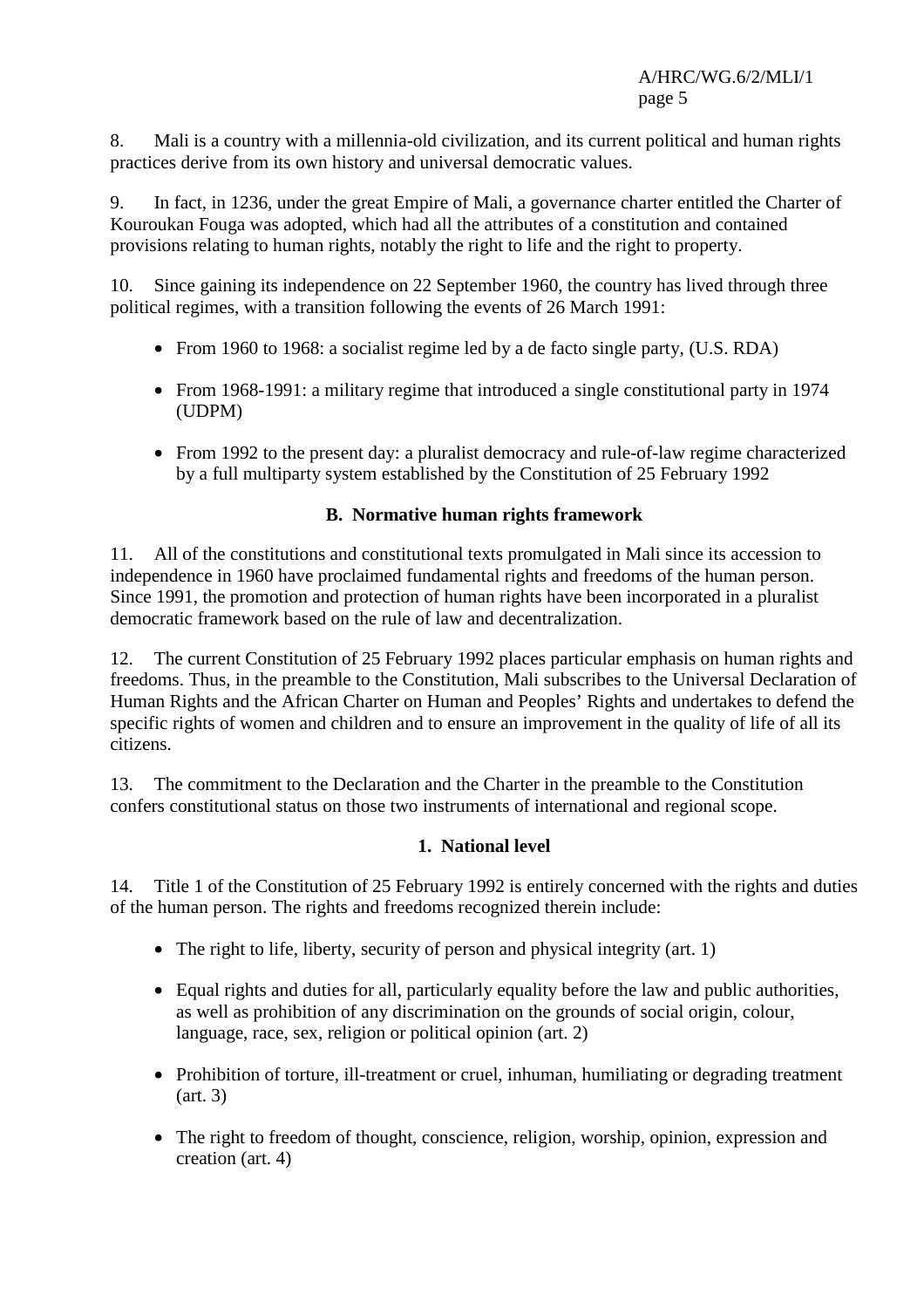8. Mali is a country with a millennia-old civilization, and its current political and human rights practices derive from its own history and universal democratic values.

9. In fact, in 1236, under the great Empire of Mali, a governance charter entitled the Charter of Kouroukan Fouga was adopted, which had all the attributes of a constitution and contained provisions relating to human rights, notably the right to life and the right to property.

10. Since gaining its independence on 22 September 1960, the country has lived through three political regimes, with a transition following the events of 26 March 1991:

- From 1960 to 1968: a socialist regime led by a de facto single party, (U.S. RDA)
- From 1968-1991: a military regime that introduced a single constitutional party in 1974 (UDPM)
- From 1992 to the present day: a pluralist democracy and rule-of-law regime characterized by a full multiparty system established by the Constitution of 25 February 1992

### B. Normative human rights framework

11. All of the constitutions and constitutional texts promulgated in Mali since its accession to independence in 1960 have proclaimed fundamental rights and freedoms of the human person. Since 1991, the promotion and protection of human rights have been incorporated in a pluralist democratic framework based on the rule of law and decentralization.

12. The current Constitution of 25 February 1992 places particular emphasis on human rights and freedoms. Thus, in the preamble to the Constitution, Mali subscribes to the Universal Declaration of Human Rights and the African Charter on Human and Peoples' Rights and undertakes to defend the specific rights of women and children and to ensure an improvement in the quality of life of all its citizens.

13. The commitment to the Declaration and the Charter in the preamble to the Constitution confers constitutional status on those two instruments of international and regional scope.

#### 1. National level

14. Title 1 of the Constitution of 25 February 1992 is entirely concerned with the rights and duties of the human person. The rights and freedoms recognized therein include:

- The right to life, liberty, security of person and physical integrity (art. 1)
- Equal rights and duties for all, particularly equality before the law and public authorities, as well as prohibition of any discrimination on the grounds of social origin, colour, language, race, sex, religion or political opinion (art. 2)
- Prohibition of torture, ill-treatment or cruel, inhuman, humiliating or degrading treatment (art. 3)
- The right to freedom of thought, conscience, religion, worship, opinion, expression and creation (art. 4)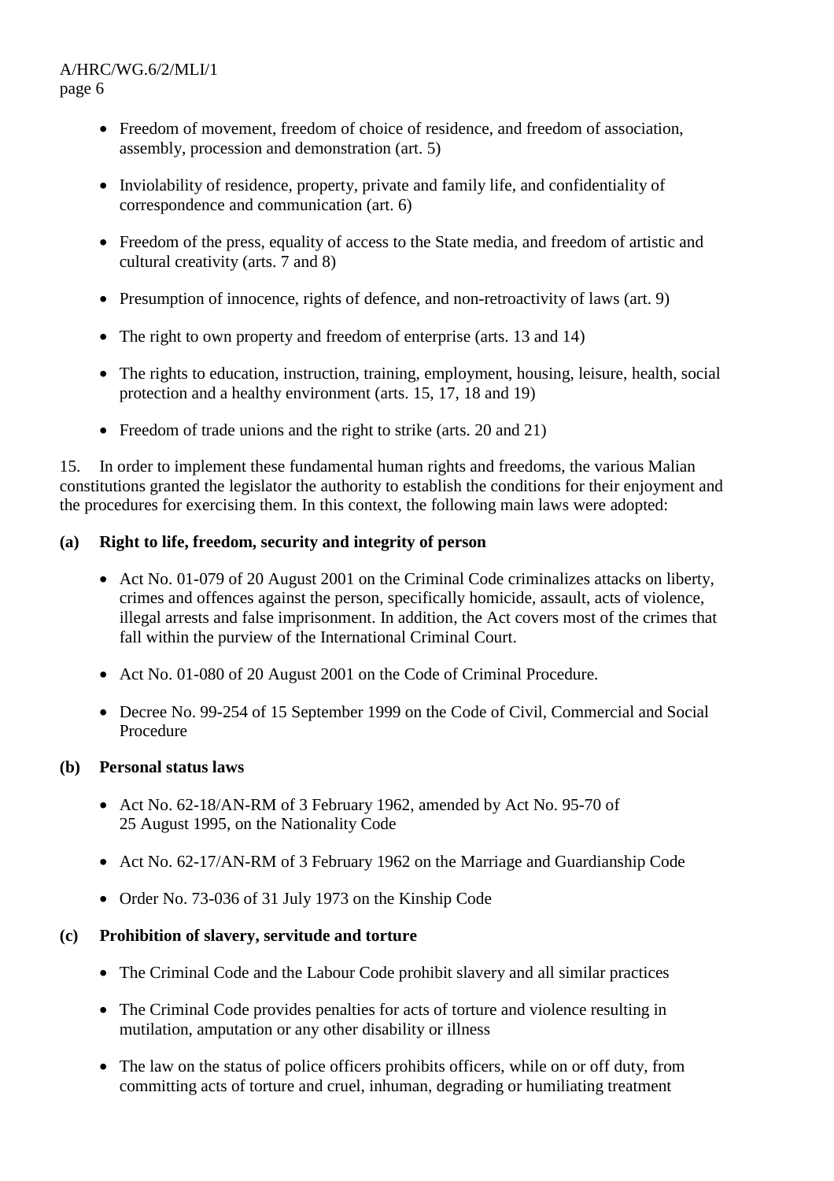- Freedom of movement, freedom of choice of residence, and freedom of association, assembly, procession and demonstration (art. 5)
- Inviolability of residence, property, private and family life, and confidentiality of correspondence and communication (art. 6)
- Freedom of the press, equality of access to the State media, and freedom of artistic and cultural creativity (arts. 7 and 8)
- Presumption of innocence, rights of defence, and non-retroactivity of laws (art. 9)
- The right to own property and freedom of enterprise (arts. 13 and 14)
- The rights to education, instruction, training, employment, housing, leisure, health, social protection and a healthy environment (arts. 15, 17, 18 and 19)
- Freedom of trade unions and the right to strike (arts. 20 and 21)

15. In order to implement these fundamental human rights and freedoms, the various Malian constitutions granted the legislator the authority to establish the conditions for their enjoyment and the procedures for exercising them. In this context, the following main laws were adopted:

**(a) Right to life, freedom, security and integrity of person**

- Act No. 01-079 of 20 August 2001 on the Criminal Code criminalizes attacks on liberty, crimes and offences against the person, specifically homicide, assault, acts of violence, illegal arrests and false imprisonment. In addition, the Act covers most of the crimes that fall within the purview of the International Criminal Court.
- Act No. 01-080 of 20 August 2001 on the Code of Criminal Procedure.
- Decree No. 99-254 of 15 September 1999 on the Code of Civil, Commercial and Social Procedure

**(b) Personal status laws**

- Act No. 62-18/AN-RM of 3 February 1962, amended by Act No. 95-70 of 25 August 1995, on the Nationality Code
- Act No. 62-17/AN-RM of 3 February 1962 on the Marriage and Guardianship Code
- Order No. 73-036 of 31 July 1973 on the Kinship Code

**(c) Prohibition of slavery, servitude and torture**

- The Criminal Code and the Labour Code prohibit slavery and all similar practices
- The Criminal Code provides penalties for acts of torture and violence resulting in mutilation, amputation or any other disability or illness
- The law on the status of police officers prohibits officers, while on or off duty, from committing acts of torture and cruel, inhuman, degrading or humiliating treatment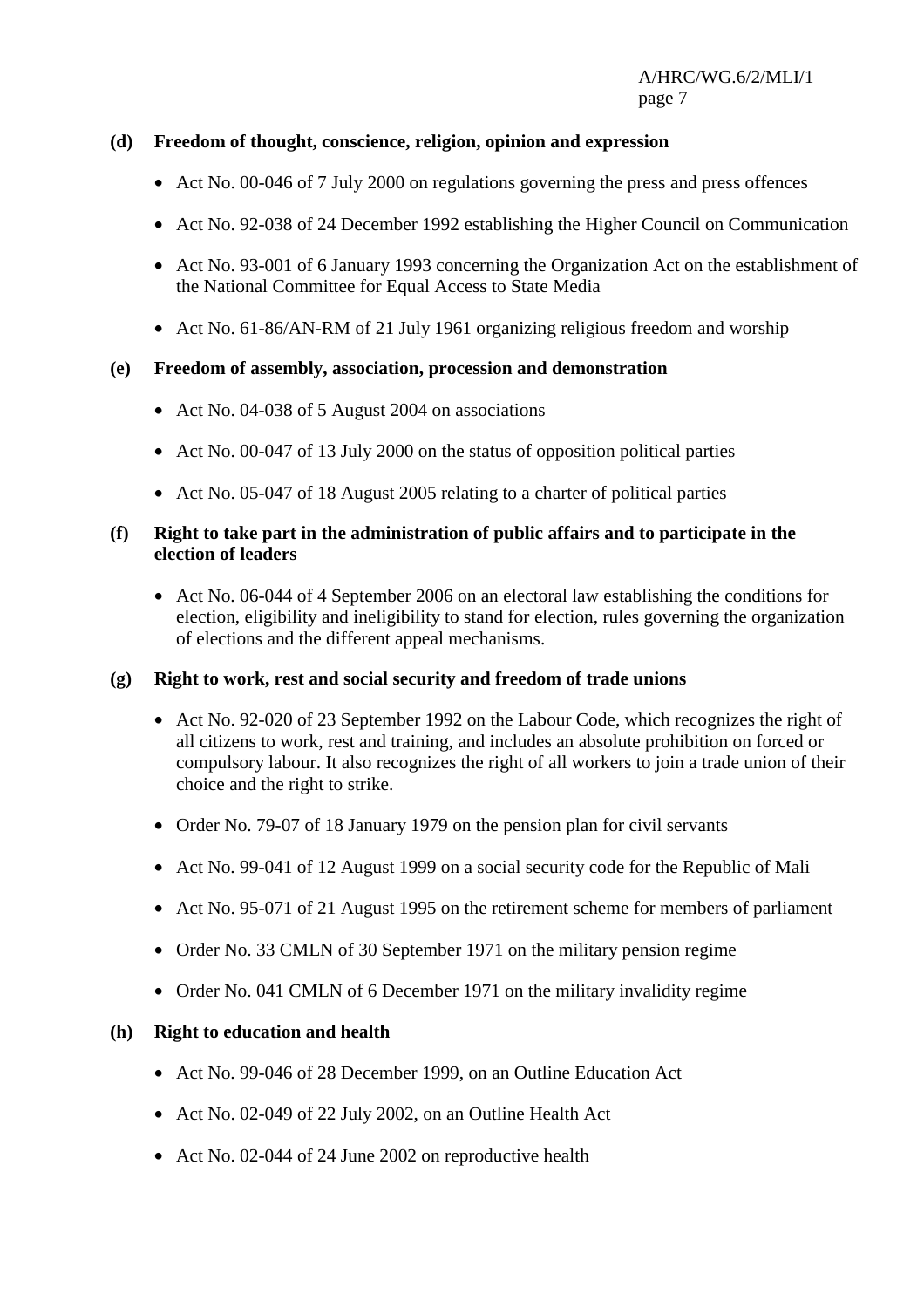**(d) Freedom of thought, conscience, religion, opinion and expression**

- Act No. 00-046 of 7 July 2000 on regulations governing the press and press offences
- Act No. 92-038 of 24 December 1992 establishing the Higher Council on Communication
- Act No. 93-001 of 6 January 1993 concerning the Organization Act on the establishment of the National Committee for Equal Access to State Media
- Act No. 61-86/AN-RM of 21 July 1961 organizing religious freedom and worship

**(e) Freedom of assembly, association, procession and demonstration**

- Act No. 04-038 of 5 August 2004 on associations
- Act No. 00-047 of 13 July 2000 on the status of opposition political parties
- Act No. 05-047 of 18 August 2005 relating to a charter of political parties

**(f) Right to take part in the administration of public affairs and to participate in the election of leaders**

- Act No. 06-044 of 4 September 2006 on an electoral law establishing the conditions for election, eligibility and ineligibility to stand for election, rules governing the organization of elections and the different appeal mechanisms.

**(g) Right to work, rest and social security and freedom of trade unions**

- Act No. 92-020 of 23 September 1992 on the Labour Code, which recognizes the right of all citizens to work, rest and training, and includes an absolute prohibition on forced or compulsory labour. It also recognizes the right of all workers to join a trade union of their choice and the right to strike.
- Order No. 79-07 of 18 January 1979 on the pension plan for civil servants
- Act No. 99-041 of 12 August 1999 on a social security code for the Republic of Mali
- Act No. 95-071 of 21 August 1995 on the retirement scheme for members of parliament
- Order No. 33 CMLN of 30 September 1971 on the military pension regime
- Order No. 041 CMLN of 6 December 1971 on the military invalidity regime

**(h) Right to education and health**

- Act No. 99-046 of 28 December 1999, on an Outline Education Act
- Act No. 02-049 of 22 July 2002, on an Outline Health Act
- Act No. 02-044 of 24 June 2002 on reproductive health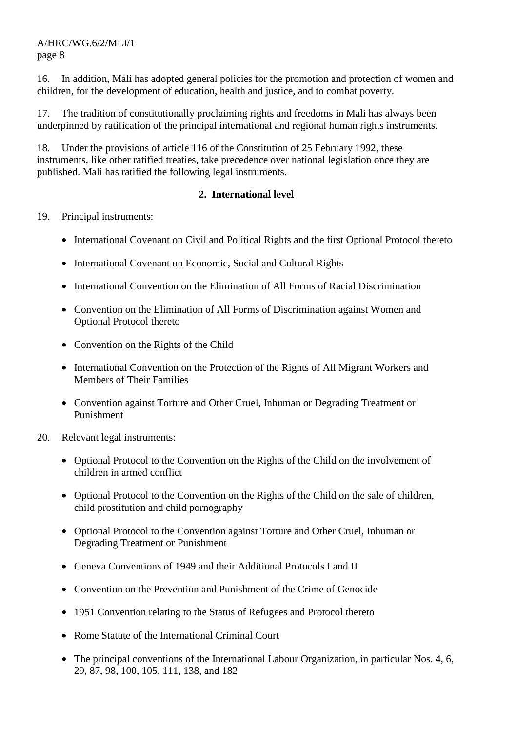16. In addition, Mali has adopted general policies for the promotion and protection of women and children, for the development of education, health and justice, and to combat poverty.

17. The tradition of constitutionally proclaiming rights and freedoms in Mali has always been underpinned by ratification of the principal international and regional human rights instruments.

18. Under the provisions of article 116 of the Constitution of 25 February 1992, these instruments, like other ratified treaties, take precedence over national legislation once they are published. Mali has ratified the following legal instruments.

### 2. International level

19. Principal instruments:

- International Covenant on Civil and Political Rights and the first Optional Protocol thereto
- International Covenant on Economic, Social and Cultural Rights
- International Convention on the Elimination of All Forms of Racial Discrimination
- Convention on the Elimination of All Forms of Discrimination against Women and Optional Protocol thereto
- Convention on the Rights of the Child
- International Convention on the Protection of the Rights of All Migrant Workers and Members of Their Families
- Convention against Torture and Other Cruel, Inhuman or Degrading Treatment or Punishment

20. Relevant legal instruments:

- Optional Protocol to the Convention on the Rights of the Child on the involvement of children in armed conflict
- Optional Protocol to the Convention on the Rights of the Child on the sale of children, child prostitution and child pornography
- Optional Protocol to the Convention against Torture and Other Cruel, Inhuman or Degrading Treatment or Punishment
- Geneva Conventions of 1949 and their Additional Protocols I and II
- Convention on the Prevention and Punishment of the Crime of Genocide
- 1951 Convention relating to the Status of Refugees and Protocol thereto
- Rome Statute of the International Criminal Court
- The principal conventions of the International Labour Organization, in particular Nos. 4, 6, 29, 87, 98, 100, 105, 111, 138, and 182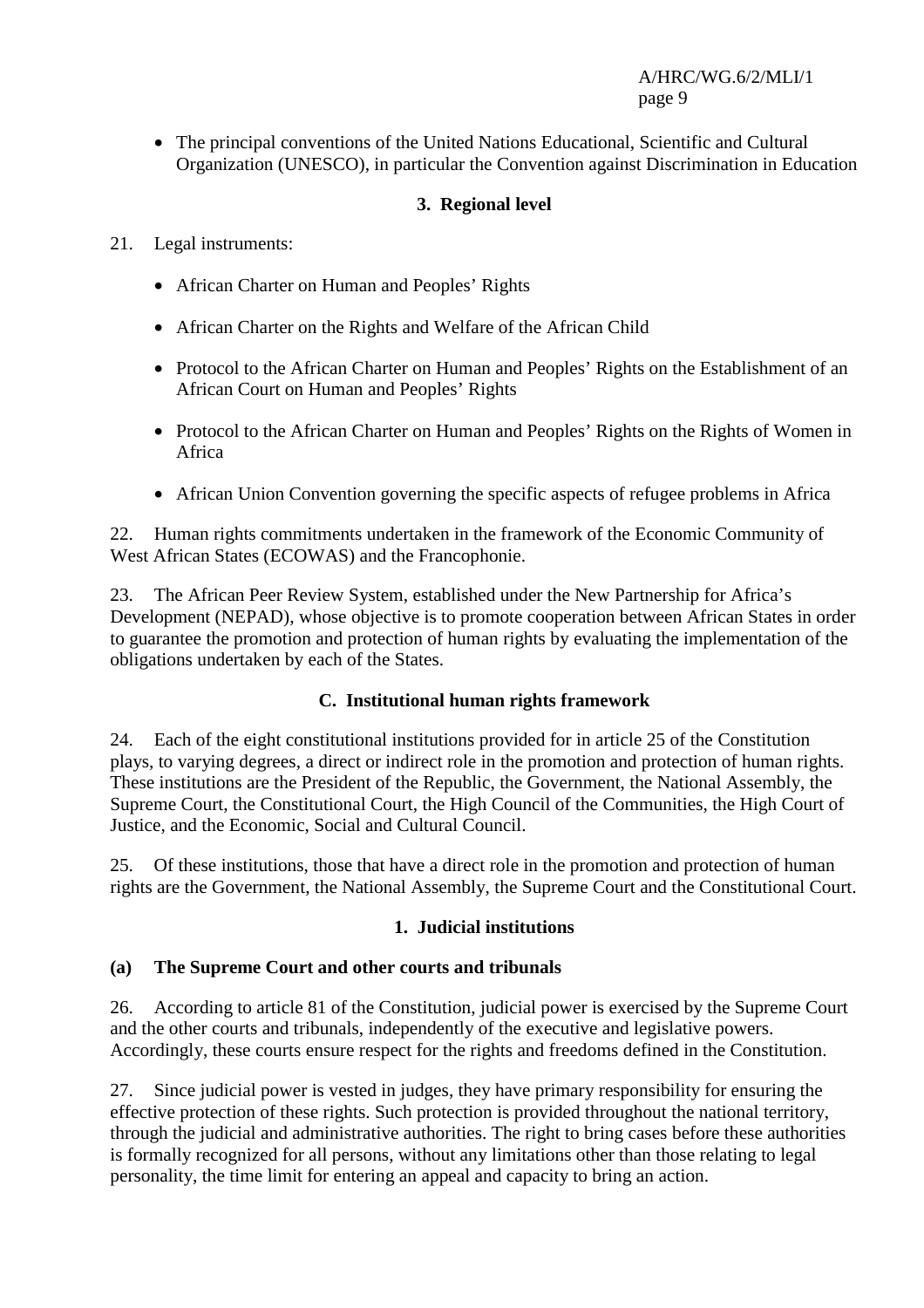- The principal conventions of the United Nations Educational, Scientific and Cultural Organization (UNESCO), in particular the Convention against Discrimination in Education

### 3. Regional level

21. Legal instruments:

- African Charter on Human and Peoples' Rights
- African Charter on the Rights and Welfare of the African Child
- Protocol to the African Charter on Human and Peoples' Rights on the Establishment of an African Court on Human and Peoples' Rights
- Protocol to the African Charter on Human and Peoples' Rights on the Rights of Women in Africa
- African Union Convention governing the specific aspects of refugee problems in Africa

22. Human rights commitments undertaken in the framework of the Economic Community of West African States (ECOWAS) and the Francophonie.

23. The African Peer Review System, established under the New Partnership for Africa's Development (NEPAD), whose objective is to promote cooperation between African States in order to guarantee the promotion and protection of human rights by evaluating the implementation of the obligations undertaken by each of the States.

## C. Institutional human rights framework

24. Each of the eight constitutional institutions provided for in article 25 of the Constitution plays, to varying degrees, a direct or indirect role in the promotion and protection of human rights. These institutions are the President of the Republic, the Government, the National Assembly, the Supreme Court, the Constitutional Court, the High Council of the Communities, the High Court of Justice, and the Economic, Social and Cultural Council.

25. Of these institutions, those that have a direct role in the promotion and protection of human rights are the Government, the National Assembly, the Supreme Court and the Constitutional Court.

### 1. Judicial institutions

#### (a) The Supreme Court and other courts and tribunals

26. According to article 81 of the Constitution, judicial power is exercised by the Supreme Court and the other courts and tribunals, independently of the executive and legislative powers. Accordingly, these courts ensure respect for the rights and freedoms defined in the Constitution.

27. Since judicial power is vested in judges, they have primary responsibility for ensuring the effective protection of these rights. Such protection is provided throughout the national territory, through the judicial and administrative authorities. The right to bring cases before these authorities is formally recognized for all persons, without any limitations other than those relating to legal personality, the time limit for entering an appeal and capacity to bring an action.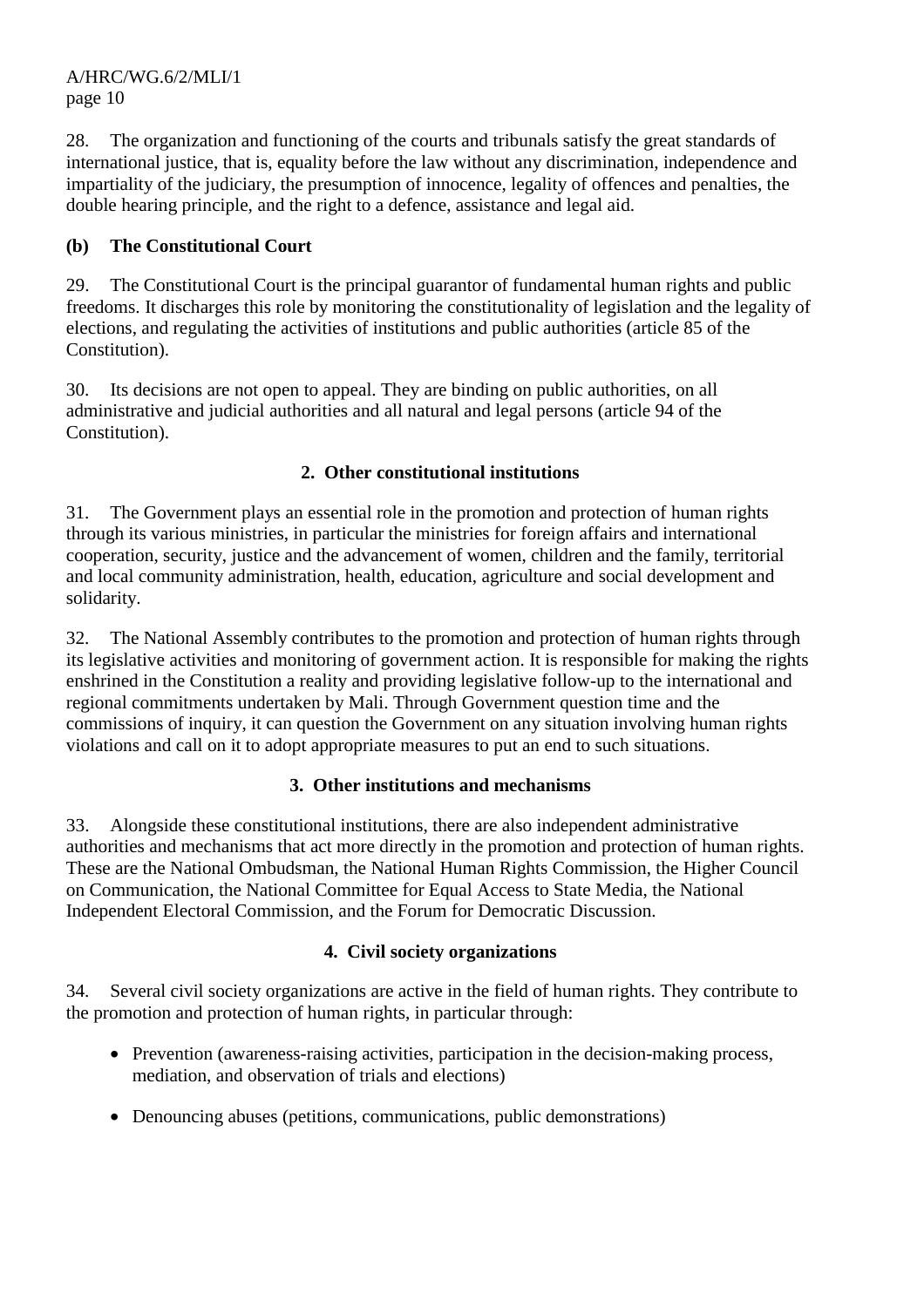28. The organization and functioning of the courts and tribunals satisfy the great standards of international justice, that is, equality before the law without any discrimination, independence and impartiality of the judiciary, the presumption of innocence, legality of offences and penalties, the double hearing principle, and the right to a defence, assistance and legal aid.

**(b) The Constitutional Court**

29. The Constitutional Court is the principal guarantor of fundamental human rights and public freedoms. It discharges this role by monitoring the constitutionality of legislation and the legality of elections, and regulating the activities of institutions and public authorities (article 85 of the Constitution).

30. Its decisions are not open to appeal. They are binding on public authorities, on all administrative and judicial authorities and all natural and legal persons (article 94 of the Constitution).

### 2. Other constitutional institutions

31. The Government plays an essential role in the promotion and protection of human rights through its various ministries, in particular the ministries for foreign affairs and international cooperation, security, justice and the advancement of women, children and the family, territorial and local community administration, health, education, agriculture and social development and solidarity.

32. The National Assembly contributes to the promotion and protection of human rights through its legislative activities and monitoring of government action. It is responsible for making the rights enshrined in the Constitution a reality and providing legislative follow-up to the international and regional commitments undertaken by Mali. Through Government question time and the commissions of inquiry, it can question the Government on any situation involving human rights violations and call on it to adopt appropriate measures to put an end to such situations.

### 3. Other institutions and mechanisms

33. Alongside these constitutional institutions, there are also independent administrative authorities and mechanisms that act more directly in the promotion and protection of human rights. These are the National Ombudsman, the National Human Rights Commission, the Higher Council on Communication, the National Committee for Equal Access to State Media, the National Independent Electoral Commission, and the Forum for Democratic Discussion.

### 4. Civil society organizations

34. Several civil society organizations are active in the field of human rights. They contribute to the promotion and protection of human rights, in particular through:

- Prevention (awareness-raising activities, participation in the decision-making process, mediation, and observation of trials and elections)
- Denouncing abuses (petitions, communications, public demonstrations)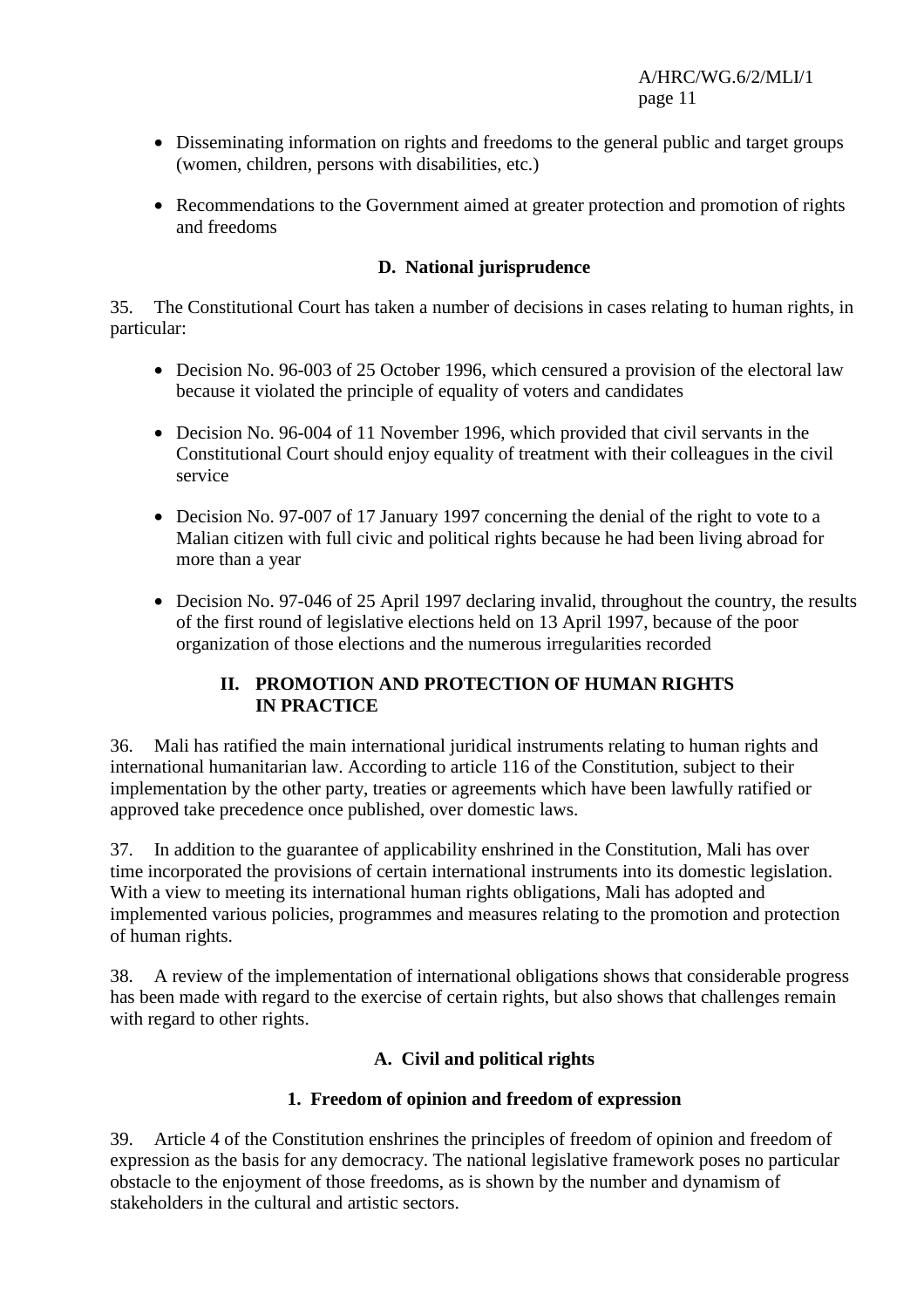- Disseminating information on rights and freedoms to the general public and target groups (women, children, persons with disabilities, etc.)
- Recommendations to the Government aimed at greater protection and promotion of rights and freedoms

### D. National jurisprudence

35. The Constitutional Court has taken a number of decisions in cases relating to human rights, in particular:

- Decision No. 96-003 of 25 October 1996, which censured a provision of the electoral law because it violated the principle of equality of voters and candidates
- Decision No. 96-004 of 11 November 1996, which provided that civil servants in the Constitutional Court should enjoy equality of treatment with their colleagues in the civil service
- Decision No. 97-007 of 17 January 1997 concerning the denial of the right to vote to a Malian citizen with full civic and political rights because he had been living abroad for more than a year
- Decision No. 97-046 of 25 April 1997 declaring invalid, throughout the country, the results of the first round of legislative elections held on 13 April 1997, because of the poor organization of those elections and the numerous irregularities recorded

## II. PROMOTION AND PROTECTION OF HUMAN RIGHTS IN PRACTICE

36. Mali has ratified the main international juridical instruments relating to human rights and international humanitarian law. According to article 116 of the Constitution, subject to their implementation by the other party, treaties or agreements which have been lawfully ratified or approved take precedence once published, over domestic laws.

37. In addition to the guarantee of applicability enshrined in the Constitution, Mali has over time incorporated the provisions of certain international instruments into its domestic legislation. With a view to meeting its international human rights obligations, Mali has adopted and implemented various policies, programmes and measures relating to the promotion and protection of human rights.

38. A review of the implementation of international obligations shows that considerable progress has been made with regard to the exercise of certain rights, but also shows that challenges remain with regard to other rights.

### A. Civil and political rights

#### 1. Freedom of opinion and freedom of expression

39. Article 4 of the Constitution enshrines the principles of freedom of opinion and freedom of expression as the basis for any democracy. The national legislative framework poses no particular obstacle to the enjoyment of those freedoms, as is shown by the number and dynamism of stakeholders in the cultural and artistic sectors.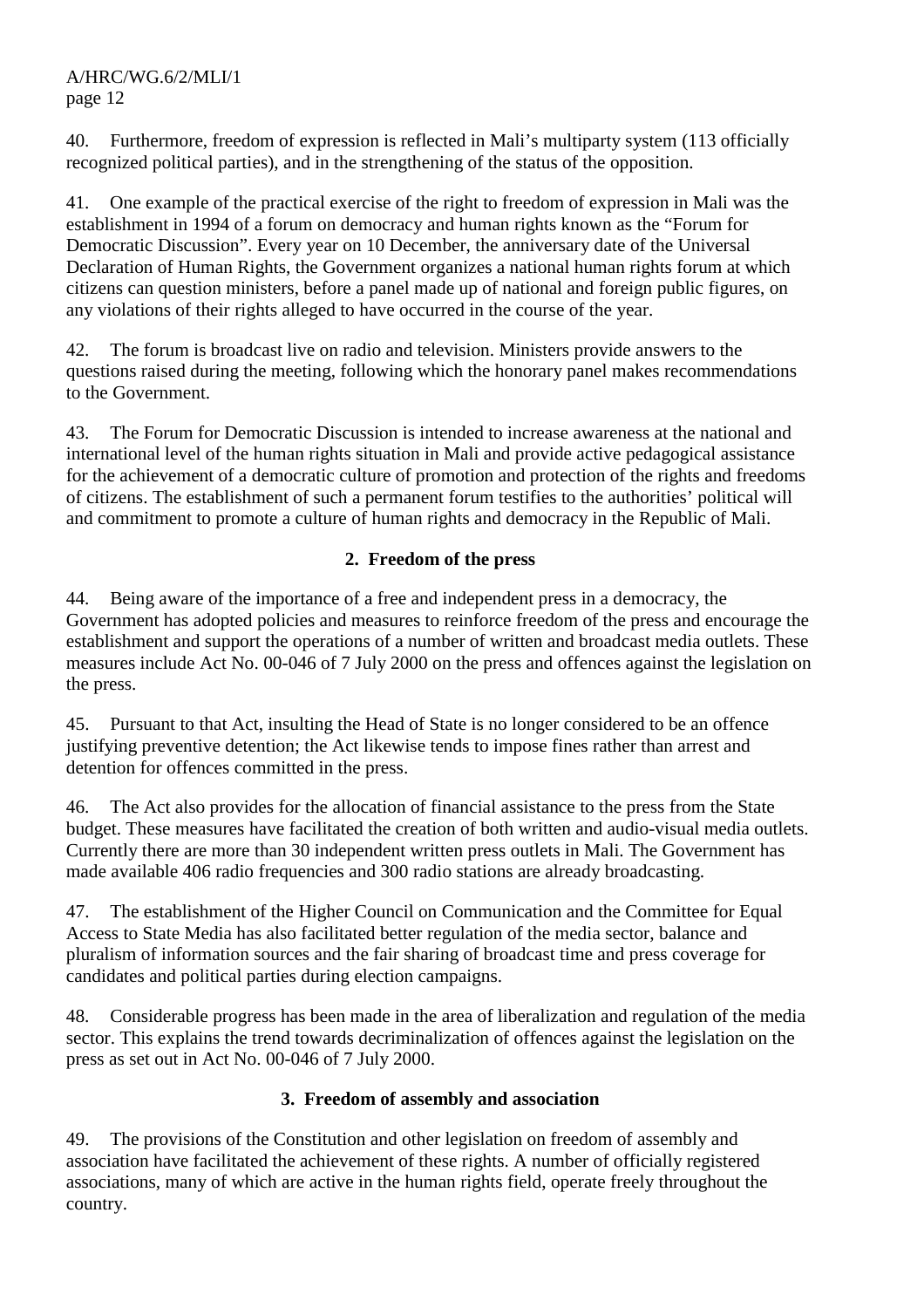40. Furthermore, freedom of expression is reflected in Mali's multiparty system (113 officially recognized political parties), and in the strengthening of the status of the opposition.

41. One example of the practical exercise of the right to freedom of expression in Mali was the establishment in 1994 of a forum on democracy and human rights known as the "Forum for Democratic Discussion". Every year on 10 December, the anniversary date of the Universal Declaration of Human Rights, the Government organizes a national human rights forum at which citizens can question ministers, before a panel made up of national and foreign public figures, on any violations of their rights alleged to have occurred in the course of the year.

42. The forum is broadcast live on radio and television. Ministers provide answers to the questions raised during the meeting, following which the honorary panel makes recommendations to the Government.

43. The Forum for Democratic Discussion is intended to increase awareness at the national and international level of the human rights situation in Mali and provide active pedagogical assistance for the achievement of a democratic culture of promotion and protection of the rights and freedoms of citizens. The establishment of such a permanent forum testifies to the authorities' political will and commitment to promote a culture of human rights and democracy in the Republic of Mali.

### 2. Freedom of the press

44. Being aware of the importance of a free and independent press in a democracy, the Government has adopted policies and measures to reinforce freedom of the press and encourage the establishment and support the operations of a number of written and broadcast media outlets. These measures include Act No. 00-046 of 7 July 2000 on the press and offences against the legislation on the press.

45. Pursuant to that Act, insulting the Head of State is no longer considered to be an offence justifying preventive detention; the Act likewise tends to impose fines rather than arrest and detention for offences committed in the press.

46. The Act also provides for the allocation of financial assistance to the press from the State budget. These measures have facilitated the creation of both written and audio-visual media outlets. Currently there are more than 30 independent written press outlets in Mali. The Government has made available 406 radio frequencies and 300 radio stations are already broadcasting.

47. The establishment of the Higher Council on Communication and the Committee for Equal Access to State Media has also facilitated better regulation of the media sector, balance and pluralism of information sources and the fair sharing of broadcast time and press coverage for candidates and political parties during election campaigns.

48. Considerable progress has been made in the area of liberalization and regulation of the media sector. This explains the trend towards decriminalization of offences against the legislation on the press as set out in Act No. 00-046 of 7 July 2000.

### 3. Freedom of assembly and association

49. The provisions of the Constitution and other legislation on freedom of assembly and association have facilitated the achievement of these rights. A number of officially registered associations, many of which are active in the human rights field, operate freely throughout the country.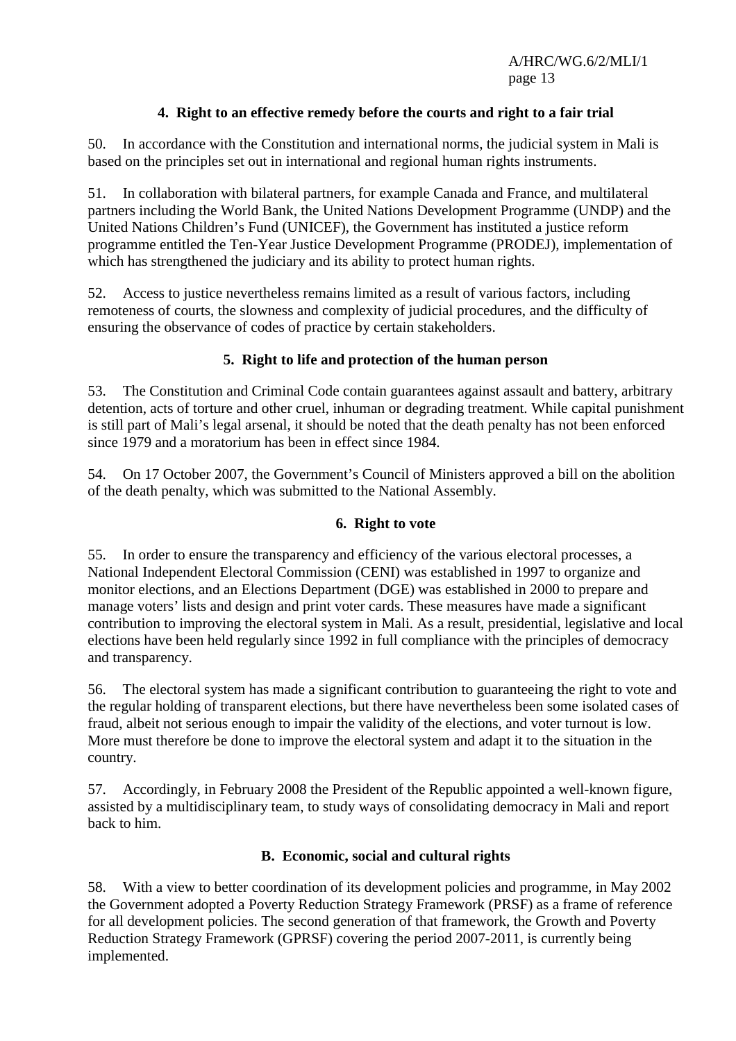### 4. Right to an effective remedy before the courts and right to a fair trial

50. In accordance with the Constitution and international norms, the judicial system in Mali is based on the principles set out in international and regional human rights instruments.

51. In collaboration with bilateral partners, for example Canada and France, and multilateral partners including the World Bank, the United Nations Development Programme (UNDP) and the United Nations Children's Fund (UNICEF), the Government has instituted a justice reform programme entitled the Ten-Year Justice Development Programme (PRODEJ), implementation of which has strengthened the judiciary and its ability to protect human rights.

52. Access to justice nevertheless remains limited as a result of various factors, including remoteness of courts, the slowness and complexity of judicial procedures, and the difficulty of ensuring the observance of codes of practice by certain stakeholders.

### 5. Right to life and protection of the human person

53. The Constitution and Criminal Code contain guarantees against assault and battery, arbitrary detention, acts of torture and other cruel, inhuman or degrading treatment. While capital punishment is still part of Mali's legal arsenal, it should be noted that the death penalty has not been enforced since 1979 and a moratorium has been in effect since 1984.

54. On 17 October 2007, the Government's Council of Ministers approved a bill on the abolition of the death penalty, which was submitted to the National Assembly.

### 6. Right to vote

55. In order to ensure the transparency and efficiency of the various electoral processes, a National Independent Electoral Commission (CENI) was established in 1997 to organize and monitor elections, and an Elections Department (DGE) was established in 2000 to prepare and manage voters' lists and design and print voter cards. These measures have made a significant contribution to improving the electoral system in Mali. As a result, presidential, legislative and local elections have been held regularly since 1992 in full compliance with the principles of democracy and transparency.

56. The electoral system has made a significant contribution to guaranteeing the right to vote and the regular holding of transparent elections, but there have nevertheless been some isolated cases of fraud, albeit not serious enough to impair the validity of the elections, and voter turnout is low. More must therefore be done to improve the electoral system and adapt it to the situation in the country.

57. Accordingly, in February 2008 the President of the Republic appointed a well-known figure, assisted by a multidisciplinary team, to study ways of consolidating democracy in Mali and report back to him.

## B. Economic, social and cultural rights

58. With a view to better coordination of its development policies and programme, in May 2002 the Government adopted a Poverty Reduction Strategy Framework (PRSF) as a frame of reference for all development policies. The second generation of that framework, the Growth and Poverty Reduction Strategy Framework (GPRSF) covering the period 2007-2011, is currently being implemented.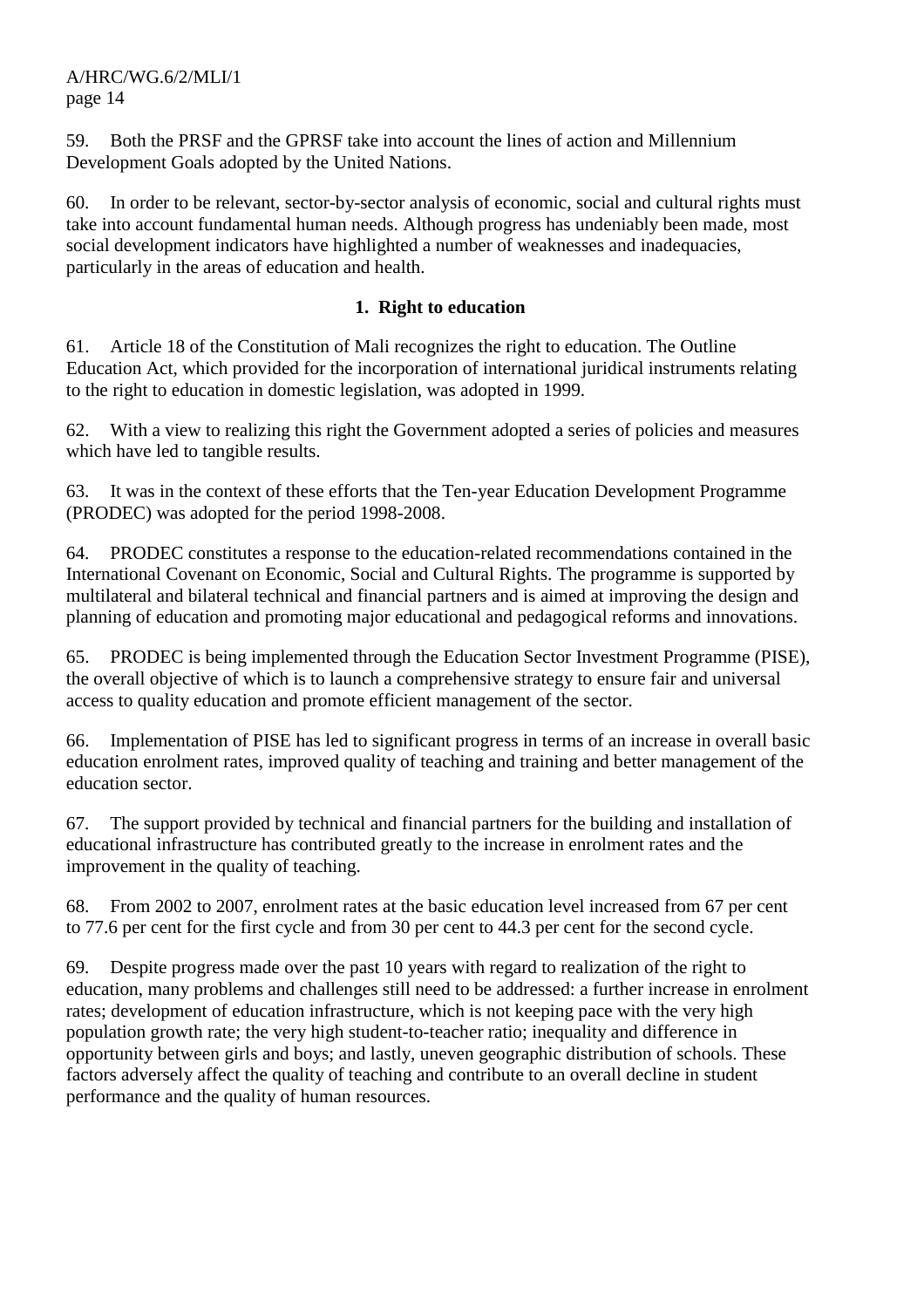59. Both the PRSF and the GPRSF take into account the lines of action and Millennium Development Goals adopted by the United Nations.

60. In order to be relevant, sector-by-sector analysis of economic, social and cultural rights must take into account fundamental human needs. Although progress has undeniably been made, most social development indicators have highlighted a number of weaknesses and inadequacies, particularly in the areas of education and health.

### 1. Right to education

61. Article 18 of the Constitution of Mali recognizes the right to education. The Outline Education Act, which provided for the incorporation of international juridical instruments relating to the right to education in domestic legislation, was adopted in 1999.

62. With a view to realizing this right the Government adopted a series of policies and measures which have led to tangible results.

63. It was in the context of these efforts that the Ten-year Education Development Programme (PRODEC) was adopted for the period 1998-2008.

64. PRODEC constitutes a response to the education-related recommendations contained in the International Covenant on Economic, Social and Cultural Rights. The programme is supported by multilateral and bilateral technical and financial partners and is aimed at improving the design and planning of education and promoting major educational and pedagogical reforms and innovations.

65. PRODEC is being implemented through the Education Sector Investment Programme (PISE), the overall objective of which is to launch a comprehensive strategy to ensure fair and universal access to quality education and promote efficient management of the sector.

66. Implementation of PISE has led to significant progress in terms of an increase in overall basic education enrolment rates, improved quality of teaching and training and better management of the education sector.

67. The support provided by technical and financial partners for the building and installation of educational infrastructure has contributed greatly to the increase in enrolment rates and the improvement in the quality of teaching.

68. From 2002 to 2007, enrolment rates at the basic education level increased from 67 per cent to 77.6 per cent for the first cycle and from 30 per cent to 44.3 per cent for the second cycle.

69. Despite progress made over the past 10 years with regard to realization of the right to education, many problems and challenges still need to be addressed: a further increase in enrolment rates; development of education infrastructure, which is not keeping pace with the very high population growth rate; the very high student-to-teacher ratio; inequality and difference in opportunity between girls and boys; and lastly, uneven geographic distribution of schools. These factors adversely affect the quality of teaching and contribute to an overall decline in student performance and the quality of human resources.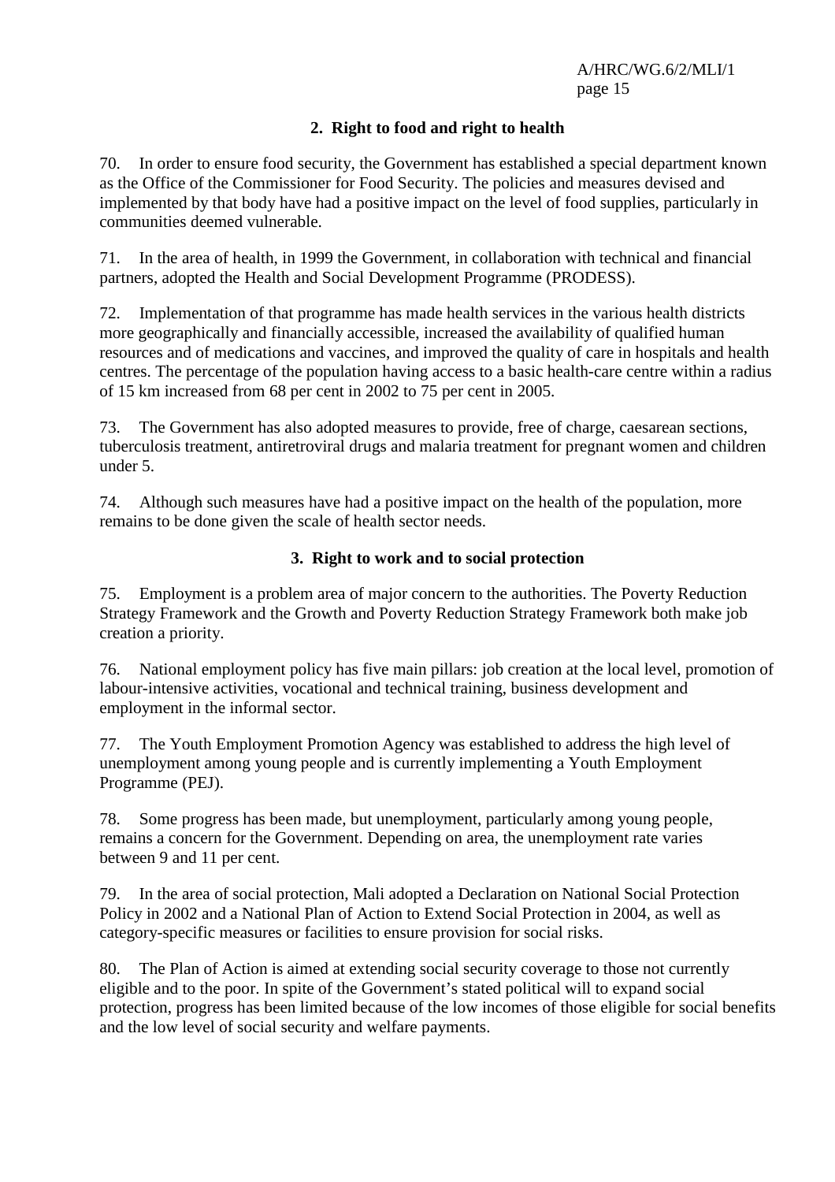### 2. Right to food and right to health

70. In order to ensure food security, the Government has established a special department known as the Office of the Commissioner for Food Security. The policies and measures devised and implemented by that body have had a positive impact on the level of food supplies, particularly in communities deemed vulnerable.

71. In the area of health, in 1999 the Government, in collaboration with technical and financial partners, adopted the Health and Social Development Programme (PRODESS).

72. Implementation of that programme has made health services in the various health districts more geographically and financially accessible, increased the availability of qualified human resources and of medications and vaccines, and improved the quality of care in hospitals and health centres. The percentage of the population having access to a basic health-care centre within a radius of 15 km increased from 68 per cent in 2002 to 75 per cent in 2005.

73. The Government has also adopted measures to provide, free of charge, caesarean sections, tuberculosis treatment, antiretroviral drugs and malaria treatment for pregnant women and children under 5.

74. Although such measures have had a positive impact on the health of the population, more remains to be done given the scale of health sector needs.

### 3. Right to work and to social protection

75. Employment is a problem area of major concern to the authorities. The Poverty Reduction Strategy Framework and the Growth and Poverty Reduction Strategy Framework both make job creation a priority.

76. National employment policy has five main pillars: job creation at the local level, promotion of labour-intensive activities, vocational and technical training, business development and employment in the informal sector.

77. The Youth Employment Promotion Agency was established to address the high level of unemployment among young people and is currently implementing a Youth Employment Programme (PEJ).

78. Some progress has been made, but unemployment, particularly among young people, remains a concern for the Government. Depending on area, the unemployment rate varies between 9 and 11 per cent.

79. In the area of social protection, Mali adopted a Declaration on National Social Protection Policy in 2002 and a National Plan of Action to Extend Social Protection in 2004, as well as category-specific measures or facilities to ensure provision for social risks.

80. The Plan of Action is aimed at extending social security coverage to those not currently eligible and to the poor. In spite of the Government's stated political will to expand social protection, progress has been limited because of the low incomes of those eligible for social benefits and the low level of social security and welfare payments.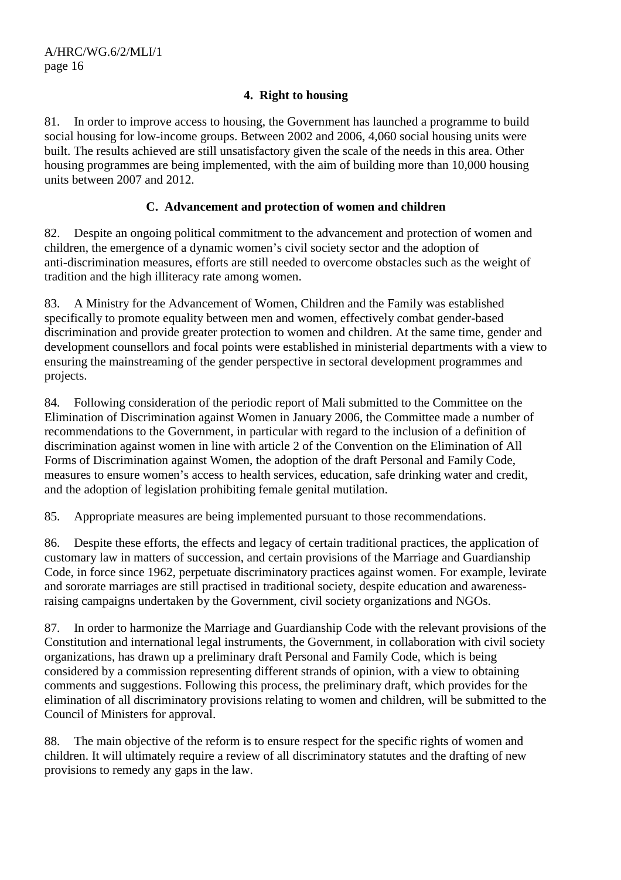#### 4. Right to housing

81. In order to improve access to housing, the Government has launched a programme to build social housing for low-income groups. Between 2002 and 2006, 4,060 social housing units were built. The results achieved are still unsatisfactory given the scale of the needs in this area. Other housing programmes are being implemented, with the aim of building more than 10,000 housing units between 2007 and 2012.

### C. Advancement and protection of women and children

82. Despite an ongoing political commitment to the advancement and protection of women and children, the emergence of a dynamic women's civil society sector and the adoption of anti-discrimination measures, efforts are still needed to overcome obstacles such as the weight of tradition and the high illiteracy rate among women.

83. A Ministry for the Advancement of Women, Children and the Family was established specifically to promote equality between men and women, effectively combat gender-based discrimination and provide greater protection to women and children. At the same time, gender and development counsellors and focal points were established in ministerial departments with a view to ensuring the mainstreaming of the gender perspective in sectoral development programmes and projects.

84. Following consideration of the periodic report of Mali submitted to the Committee on the Elimination of Discrimination against Women in January 2006, the Committee made a number of recommendations to the Government, in particular with regard to the inclusion of a definition of discrimination against women in line with article 2 of the Convention on the Elimination of All Forms of Discrimination against Women, the adoption of the draft Personal and Family Code, measures to ensure women's access to health services, education, safe drinking water and credit, and the adoption of legislation prohibiting female genital mutilation.

85. Appropriate measures are being implemented pursuant to those recommendations.

86. Despite these efforts, the effects and legacy of certain traditional practices, the application of customary law in matters of succession, and certain provisions of the Marriage and Guardianship Code, in force since 1962, perpetuate discriminatory practices against women. For example, levirate and sororate marriages are still practised in traditional society, despite education and awareness-raising campaigns undertaken by the Government, civil society organizations and NGOs.

87. In order to harmonize the Marriage and Guardianship Code with the relevant provisions of the Constitution and international legal instruments, the Government, in collaboration with civil society organizations, has drawn up a preliminary draft Personal and Family Code, which is being considered by a commission representing different strands of opinion, with a view to obtaining comments and suggestions. Following this process, the preliminary draft, which provides for the elimination of all discriminatory provisions relating to women and children, will be submitted to the Council of Ministers for approval.

88. The main objective of the reform is to ensure respect for the specific rights of women and children. It will ultimately require a review of all discriminatory statutes and the drafting of new provisions to remedy any gaps in the law.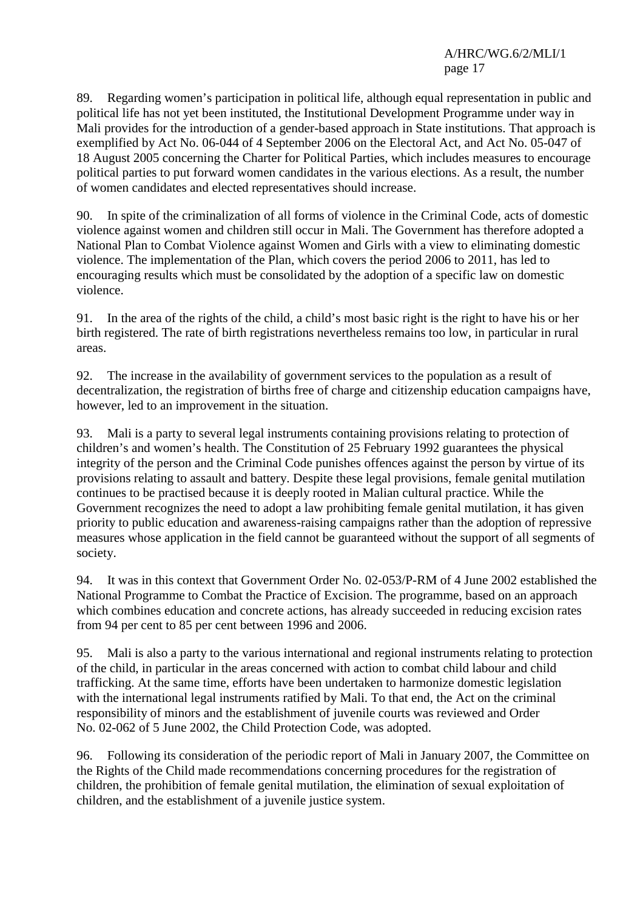89. Regarding women's participation in political life, although equal representation in public and political life has not yet been instituted, the Institutional Development Programme under way in Mali provides for the introduction of a gender-based approach in State institutions. That approach is exemplified by Act No. 06-044 of 4 September 2006 on the Electoral Act, and Act No. 05-047 of 18 August 2005 concerning the Charter for Political Parties, which includes measures to encourage political parties to put forward women candidates in the various elections. As a result, the number of women candidates and elected representatives should increase.

90. In spite of the criminalization of all forms of violence in the Criminal Code, acts of domestic violence against women and children still occur in Mali. The Government has therefore adopted a National Plan to Combat Violence against Women and Girls with a view to eliminating domestic violence. The implementation of the Plan, which covers the period 2006 to 2011, has led to encouraging results which must be consolidated by the adoption of a specific law on domestic violence.

91. In the area of the rights of the child, a child's most basic right is the right to have his or her birth registered. The rate of birth registrations nevertheless remains too low, in particular in rural areas.

92. The increase in the availability of government services to the population as a result of decentralization, the registration of births free of charge and citizenship education campaigns have, however, led to an improvement in the situation.

93. Mali is a party to several legal instruments containing provisions relating to protection of children's and women's health. The Constitution of 25 February 1992 guarantees the physical integrity of the person and the Criminal Code punishes offences against the person by virtue of its provisions relating to assault and battery. Despite these legal provisions, female genital mutilation continues to be practised because it is deeply rooted in Malian cultural practice. While the Government recognizes the need to adopt a law prohibiting female genital mutilation, it has given priority to public education and awareness-raising campaigns rather than the adoption of repressive measures whose application in the field cannot be guaranteed without the support of all segments of society.

94. It was in this context that Government Order No. 02-053/P-RM of 4 June 2002 established the National Programme to Combat the Practice of Excision. The programme, based on an approach which combines education and concrete actions, has already succeeded in reducing excision rates from 94 per cent to 85 per cent between 1996 and 2006.

95. Mali is also a party to the various international and regional instruments relating to protection of the child, in particular in the areas concerned with action to combat child labour and child trafficking. At the same time, efforts have been undertaken to harmonize domestic legislation with the international legal instruments ratified by Mali. To that end, the Act on the criminal responsibility of minors and the establishment of juvenile courts was reviewed and Order No. 02-062 of 5 June 2002, the Child Protection Code, was adopted.

96. Following its consideration of the periodic report of Mali in January 2007, the Committee on the Rights of the Child made recommendations concerning procedures for the registration of children, the prohibition of female genital mutilation, the elimination of sexual exploitation of children, and the establishment of a juvenile justice system.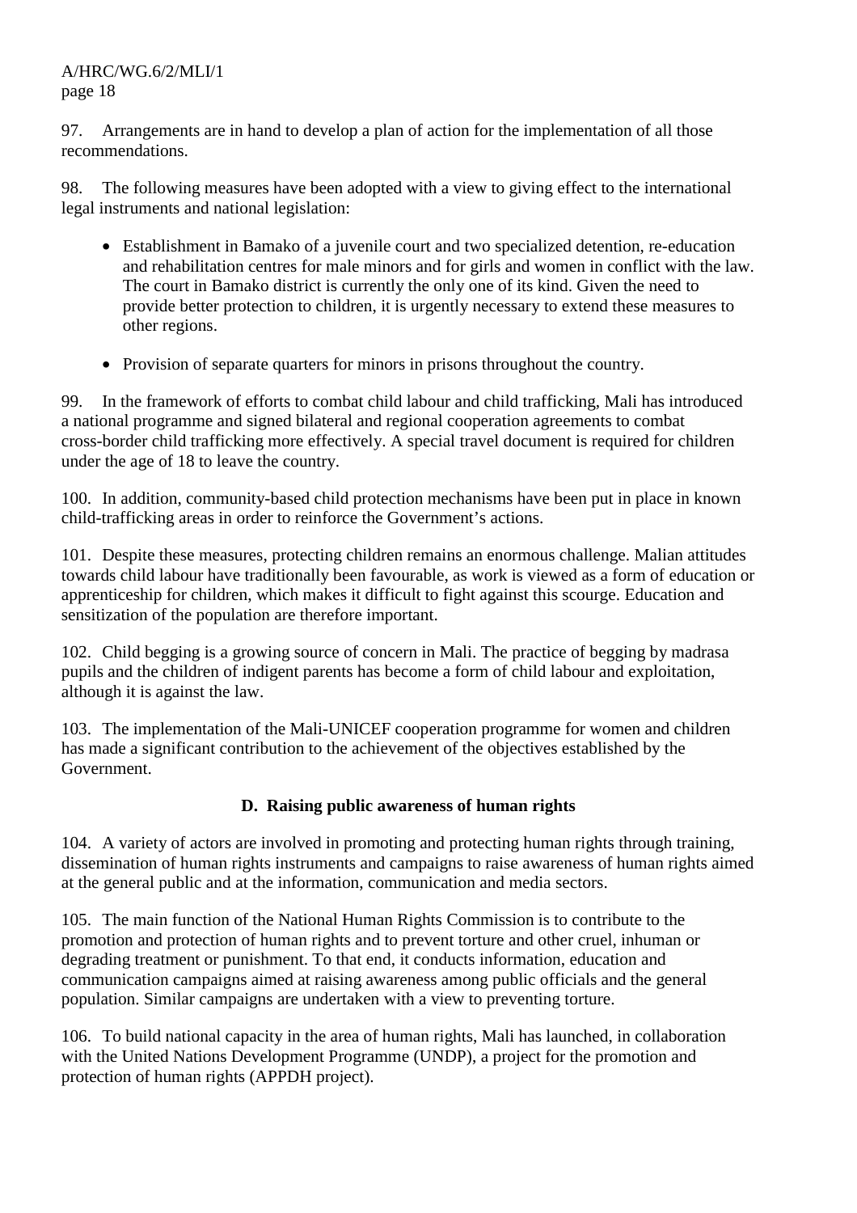97. Arrangements are in hand to develop a plan of action for the implementation of all those recommendations.

98. The following measures have been adopted with a view to giving effect to the international legal instruments and national legislation:

- Establishment in Bamako of a juvenile court and two specialized detention, re-education and rehabilitation centres for male minors and for girls and women in conflict with the law. The court in Bamako district is currently the only one of its kind. Given the need to provide better protection to children, it is urgently necessary to extend these measures to other regions.

- Provision of separate quarters for minors in prisons throughout the country.

99. In the framework of efforts to combat child labour and child trafficking, Mali has introduced a national programme and signed bilateral and regional cooperation agreements to combat cross-border child trafficking more effectively. A special travel document is required for children under the age of 18 to leave the country.

100. In addition, community-based child protection mechanisms have been put in place in known child-trafficking areas in order to reinforce the Government's actions.

101. Despite these measures, protecting children remains an enormous challenge. Malian attitudes towards child labour have traditionally been favourable, as work is viewed as a form of education or apprenticeship for children, which makes it difficult to fight against this scourge. Education and sensitization of the population are therefore important.

102. Child begging is a growing source of concern in Mali. The practice of begging by madrasa pupils and the children of indigent parents has become a form of child labour and exploitation, although it is against the law.

103. The implementation of the Mali-UNICEF cooperation programme for women and children has made a significant contribution to the achievement of the objectives established by the Government.

### D. Raising public awareness of human rights

104. A variety of actors are involved in promoting and protecting human rights through training, dissemination of human rights instruments and campaigns to raise awareness of human rights aimed at the general public and at the information, communication and media sectors.

105. The main function of the National Human Rights Commission is to contribute to the promotion and protection of human rights and to prevent torture and other cruel, inhuman or degrading treatment or punishment. To that end, it conducts information, education and communication campaigns aimed at raising awareness among public officials and the general population. Similar campaigns are undertaken with a view to preventing torture.

106. To build national capacity in the area of human rights, Mali has launched, in collaboration with the United Nations Development Programme (UNDP), a project for the promotion and protection of human rights (APPDH project).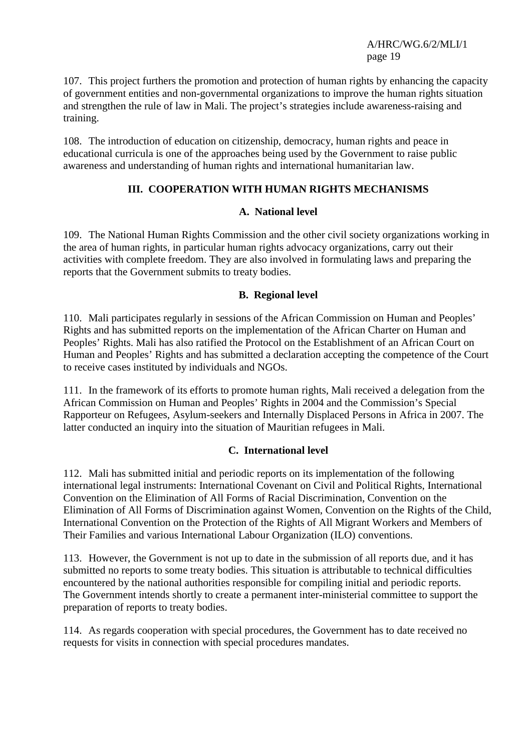107. This project furthers the promotion and protection of human rights by enhancing the capacity of government entities and non-governmental organizations to improve the human rights situation and strengthen the rule of law in Mali. The project's strategies include awareness-raising and training.

108. The introduction of education on citizenship, democracy, human rights and peace in educational curricula is one of the approaches being used by the Government to raise public awareness and understanding of human rights and international humanitarian law.

## III. COOPERATION WITH HUMAN RIGHTS MECHANISMS

### A. National level

109. The National Human Rights Commission and the other civil society organizations working in the area of human rights, in particular human rights advocacy organizations, carry out their activities with complete freedom. They are also involved in formulating laws and preparing the reports that the Government submits to treaty bodies.

### B. Regional level

110. Mali participates regularly in sessions of the African Commission on Human and Peoples' Rights and has submitted reports on the implementation of the African Charter on Human and Peoples' Rights. Mali has also ratified the Protocol on the Establishment of an African Court on Human and Peoples' Rights and has submitted a declaration accepting the competence of the Court to receive cases instituted by individuals and NGOs.

111. In the framework of its efforts to promote human rights, Mali received a delegation from the African Commission on Human and Peoples' Rights in 2004 and the Commission's Special Rapporteur on Refugees, Asylum-seekers and Internally Displaced Persons in Africa in 2007. The latter conducted an inquiry into the situation of Mauritian refugees in Mali.

### C. International level

112. Mali has submitted initial and periodic reports on its implementation of the following international legal instruments: International Covenant on Civil and Political Rights, International Convention on the Elimination of All Forms of Racial Discrimination, Convention on the Elimination of All Forms of Discrimination against Women, Convention on the Rights of the Child, International Convention on the Protection of the Rights of All Migrant Workers and Members of Their Families and various International Labour Organization (ILO) conventions.

113. However, the Government is not up to date in the submission of all reports due, and it has submitted no reports to some treaty bodies. This situation is attributable to technical difficulties encountered by the national authorities responsible for compiling initial and periodic reports. The Government intends shortly to create a permanent inter-ministerial committee to support the preparation of reports to treaty bodies.

114. As regards cooperation with special procedures, the Government has to date received no requests for visits in connection with special procedures mandates.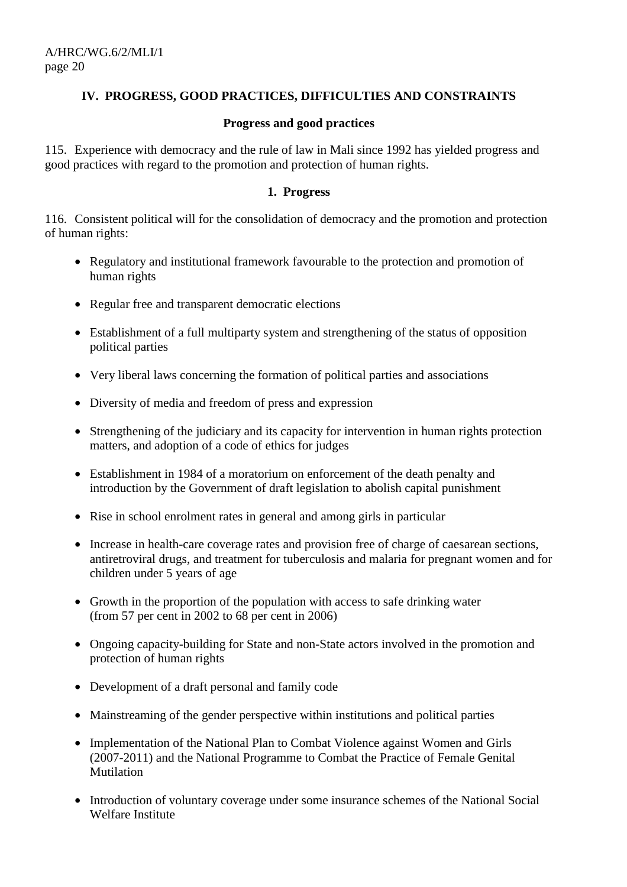## IV. PROGRESS, GOOD PRACTICES, DIFFICULTIES AND CONSTRAINTS

### Progress and good practices

115. Experience with democracy and the rule of law in Mali since 1992 has yielded progress and good practices with regard to the promotion and protection of human rights.

#### 1. Progress

116. Consistent political will for the consolidation of democracy and the promotion and protection of human rights:

- Regulatory and institutional framework favourable to the protection and promotion of human rights
- Regular free and transparent democratic elections
- Establishment of a full multiparty system and strengthening of the status of opposition political parties
- Very liberal laws concerning the formation of political parties and associations
- Diversity of media and freedom of press and expression
- Strengthening of the judiciary and its capacity for intervention in human rights protection matters, and adoption of a code of ethics for judges
- Establishment in 1984 of a moratorium on enforcement of the death penalty and introduction by the Government of draft legislation to abolish capital punishment
- Rise in school enrolment rates in general and among girls in particular
- Increase in health-care coverage rates and provision free of charge of caesarean sections, antiretroviral drugs, and treatment for tuberculosis and malaria for pregnant women and for children under 5 years of age
- Growth in the proportion of the population with access to safe drinking water (from 57 per cent in 2002 to 68 per cent in 2006)
- Ongoing capacity-building for State and non-State actors involved in the promotion and protection of human rights
- Development of a draft personal and family code
- Mainstreaming of the gender perspective within institutions and political parties
- Implementation of the National Plan to Combat Violence against Women and Girls (2007-2011) and the National Programme to Combat the Practice of Female Genital Mutilation
- Introduction of voluntary coverage under some insurance schemes of the National Social Welfare Institute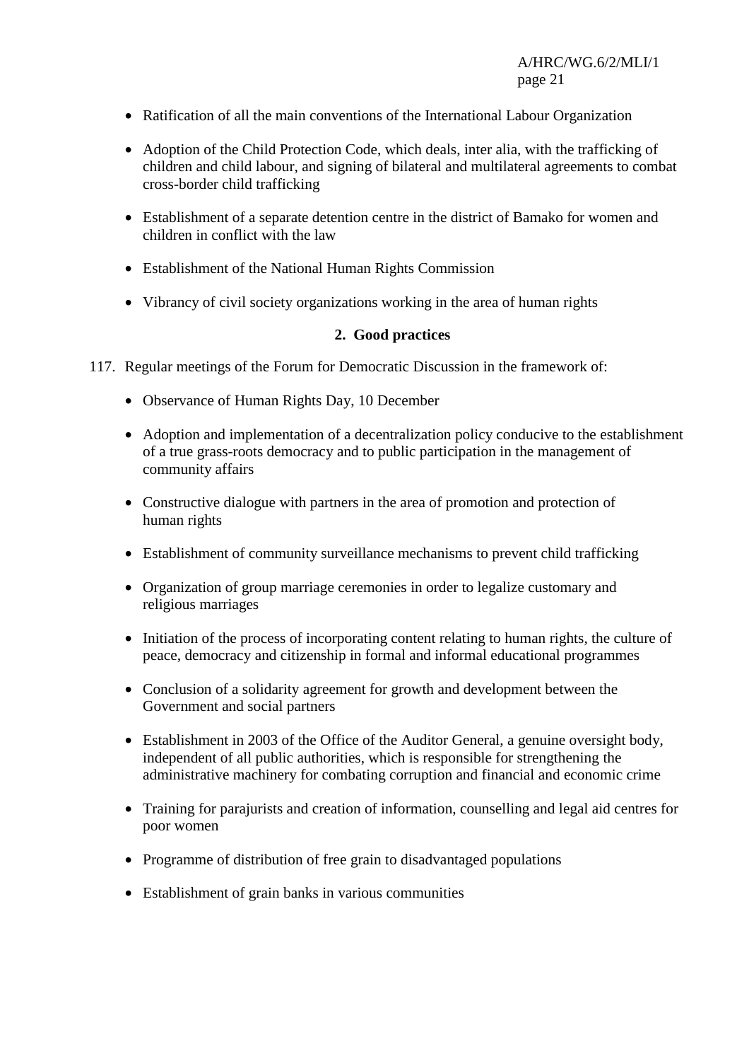- Ratification of all the main conventions of the International Labour Organization
- Adoption of the Child Protection Code, which deals, inter alia, with the trafficking of children and child labour, and signing of bilateral and multilateral agreements to combat cross-border child trafficking
- Establishment of a separate detention centre in the district of Bamako for women and children in conflict with the law
- Establishment of the National Human Rights Commission
- Vibrancy of civil society organizations working in the area of human rights

### 2. Good practices

117. Regular meetings of the Forum for Democratic Discussion in the framework of:

- Observance of Human Rights Day, 10 December
- Adoption and implementation of a decentralization policy conducive to the establishment of a true grass-roots democracy and to public participation in the management of community affairs
- Constructive dialogue with partners in the area of promotion and protection of human rights
- Establishment of community surveillance mechanisms to prevent child trafficking
- Organization of group marriage ceremonies in order to legalize customary and religious marriages
- Initiation of the process of incorporating content relating to human rights, the culture of peace, democracy and citizenship in formal and informal educational programmes
- Conclusion of a solidarity agreement for growth and development between the Government and social partners
- Establishment in 2003 of the Office of the Auditor General, a genuine oversight body, independent of all public authorities, which is responsible for strengthening the administrative machinery for combating corruption and financial and economic crime
- Training for parajurists and creation of information, counselling and legal aid centres for poor women
- Programme of distribution of free grain to disadvantaged populations
- Establishment of grain banks in various communities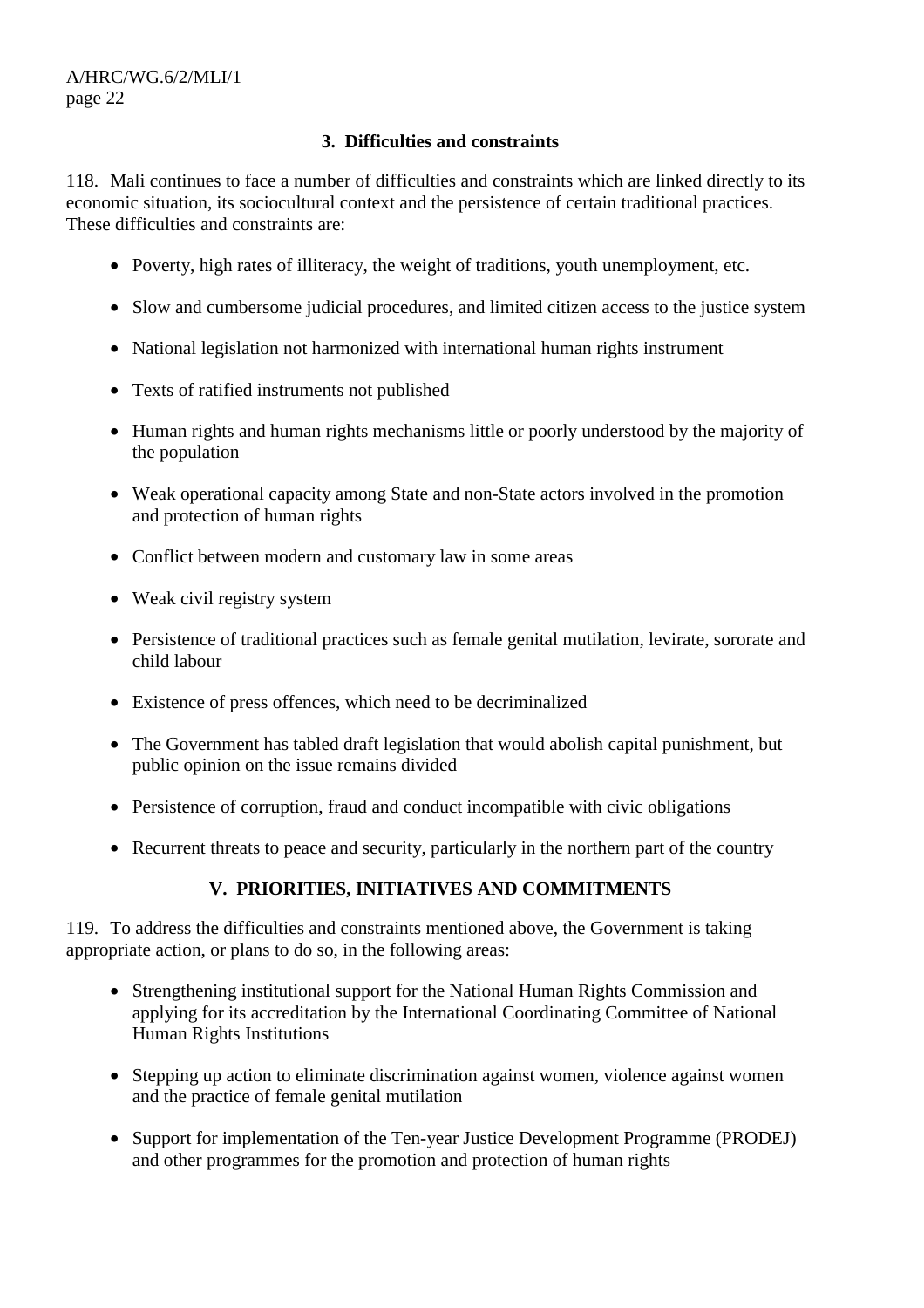### 3. Difficulties and constraints

118. Mali continues to face a number of difficulties and constraints which are linked directly to its economic situation, its sociocultural context and the persistence of certain traditional practices. These difficulties and constraints are:

- Poverty, high rates of illiteracy, the weight of traditions, youth unemployment, etc.
- Slow and cumbersome judicial procedures, and limited citizen access to the justice system
- National legislation not harmonized with international human rights instrument
- Texts of ratified instruments not published
- Human rights and human rights mechanisms little or poorly understood by the majority of the population
- Weak operational capacity among State and non-State actors involved in the promotion and protection of human rights
- Conflict between modern and customary law in some areas
- Weak civil registry system
- Persistence of traditional practices such as female genital mutilation, levirate, sororate and child labour
- Existence of press offences, which need to be decriminalized
- The Government has tabled draft legislation that would abolish capital punishment, but public opinion on the issue remains divided
- Persistence of corruption, fraud and conduct incompatible with civic obligations
- Recurrent threats to peace and security, particularly in the northern part of the country

## V. PRIORITIES, INITIATIVES AND COMMITMENTS

119. To address the difficulties and constraints mentioned above, the Government is taking appropriate action, or plans to do so, in the following areas:

- Strengthening institutional support for the National Human Rights Commission and applying for its accreditation by the International Coordinating Committee of National Human Rights Institutions
- Stepping up action to eliminate discrimination against women, violence against women and the practice of female genital mutilation
- Support for implementation of the Ten-year Justice Development Programme (PRODEJ) and other programmes for the promotion and protection of human rights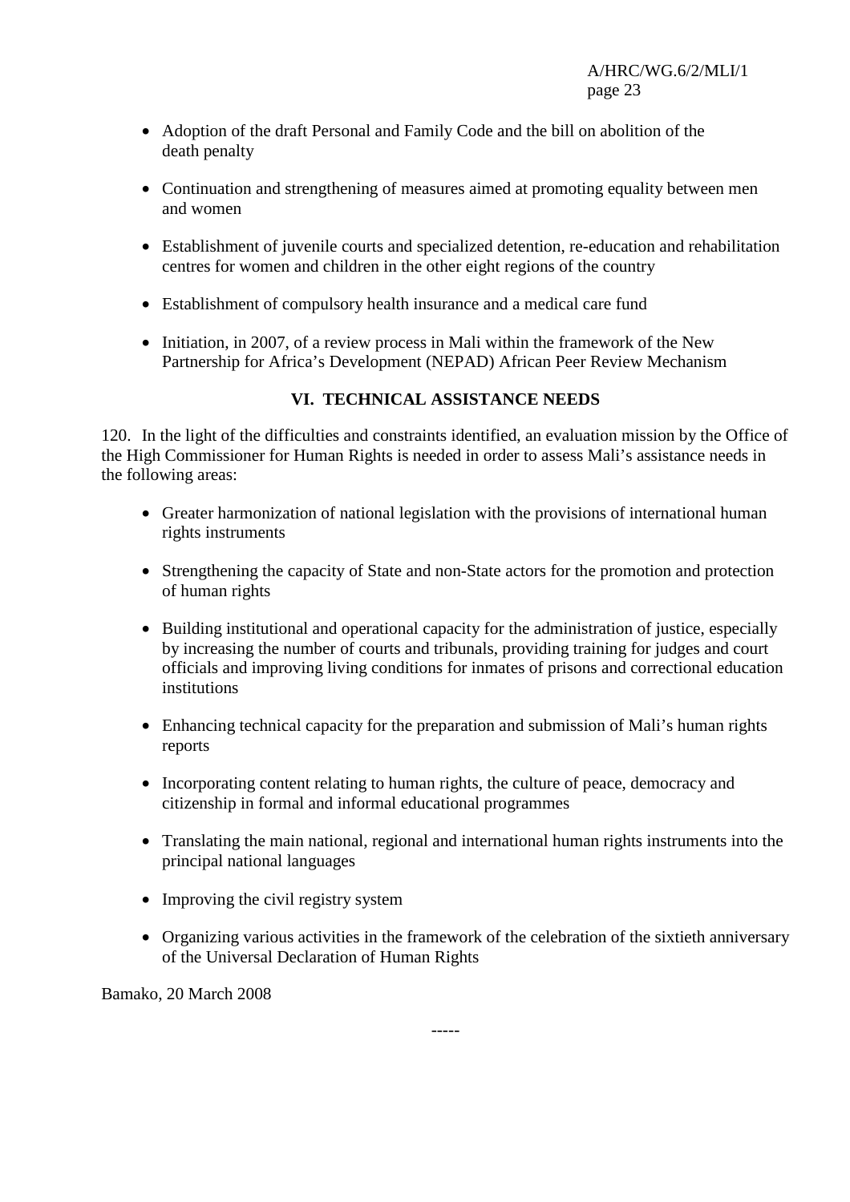- Adoption of the draft Personal and Family Code and the bill on abolition of the death penalty
- Continuation and strengthening of measures aimed at promoting equality between men and women
- Establishment of juvenile courts and specialized detention, re-education and rehabilitation centres for women and children in the other eight regions of the country
- Establishment of compulsory health insurance and a medical care fund
- Initiation, in 2007, of a review process in Mali within the framework of the New Partnership for Africa's Development (NEPAD) African Peer Review Mechanism

## VI. TECHNICAL ASSISTANCE NEEDS

120. In the light of the difficulties and constraints identified, an evaluation mission by the Office of the High Commissioner for Human Rights is needed in order to assess Mali's assistance needs in the following areas:

- Greater harmonization of national legislation with the provisions of international human rights instruments
- Strengthening the capacity of State and non-State actors for the promotion and protection of human rights
- Building institutional and operational capacity for the administration of justice, especially by increasing the number of courts and tribunals, providing training for judges and court officials and improving living conditions for inmates of prisons and correctional education institutions
- Enhancing technical capacity for the preparation and submission of Mali's human rights reports
- Incorporating content relating to human rights, the culture of peace, democracy and citizenship in formal and informal educational programmes
- Translating the main national, regional and international human rights instruments into the principal national languages
- Improving the civil registry system
- Organizing various activities in the framework of the celebration of the sixtieth anniversary of the Universal Declaration of Human Rights

Bamako, 20 March 2008

-----